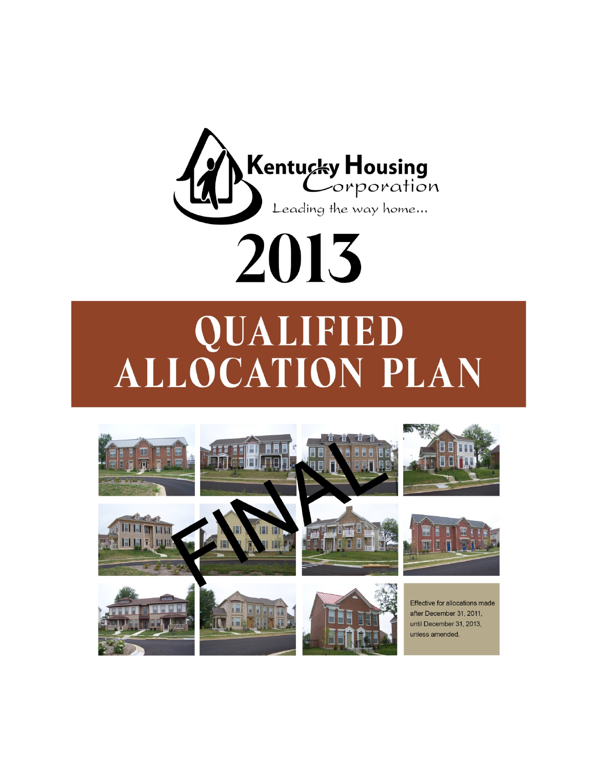Kentucky Housing Corporation

Leading the way home...

# 2013

# QUALIFIED ALLOCATION PLAN

FINAL

Effective for allocations made after December 31, 2011, until December 31, 2013, unless amended.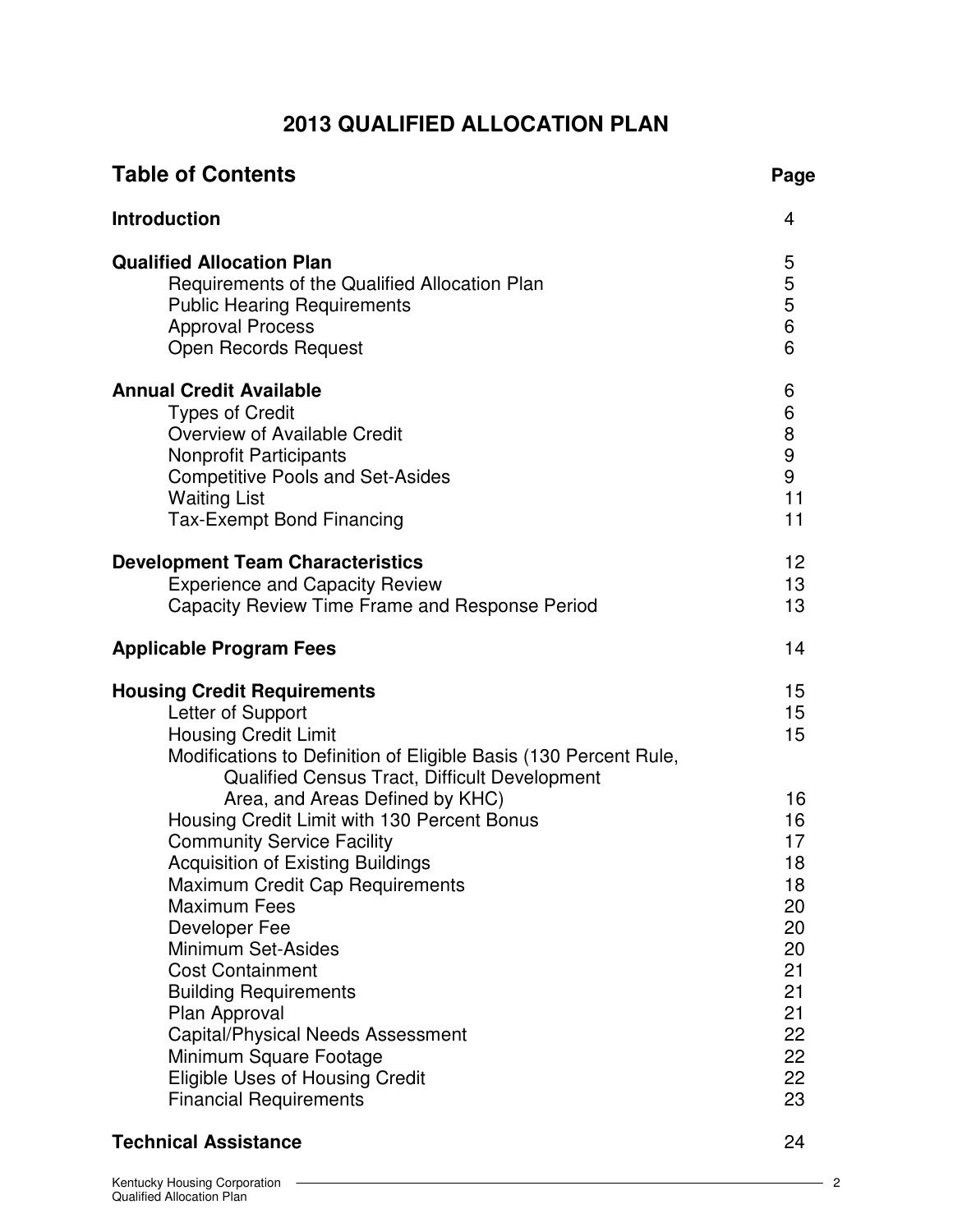# 2013 QUALIFIED ALLOCATION PLAN

| **Table of Contents** | **Page** |
|---|---|
| **Introduction** | 4 |
| **Qualified Allocation Plan** | 5 |
| Requirements of the Qualified Allocation Plan | 5 |
| Public Hearing Requirements | 5 |
| Approval Process | 6 |
| Open Records Request | 6 |
| **Annual Credit Available** | 6 |
| Types of Credit | 6 |
| Overview of Available Credit | 8 |
| Nonprofit Participants | 9 |
| Competitive Pools and Set-Asides | 9 |
| Waiting List | 11 |
| Tax-Exempt Bond Financing | 11 |
| **Development Team Characteristics** | 12 |
| Experience and Capacity Review | 13 |
| Capacity Review Time Frame and Response Period | 13 |
| **Applicable Program Fees** | 14 |
| **Housing Credit Requirements** | 15 |
| Letter of Support | 15 |
| Housing Credit Limit | 15 |
| Modifications to Definition of Eligible Basis (130 Percent Rule, Qualified Census Tract, Difficult Development Area, and Areas Defined by KHC) | 16 |
| Housing Credit Limit with 130 Percent Bonus | 16 |
| Community Service Facility | 17 |
| Acquisition of Existing Buildings | 18 |
| Maximum Credit Cap Requirements | 18 |
| Maximum Fees | 20 |
| Developer Fee | 20 |
| Minimum Set-Asides | 20 |
| Cost Containment | 21 |
| Building Requirements | 21 |
| Plan Approval | 21 |
| Capital/Physical Needs Assessment | 22 |
| Minimum Square Footage | 22 |
| Eligible Uses of Housing Credit | 22 |
| Financial Requirements | 23 |
| **Technical Assistance** | 24 |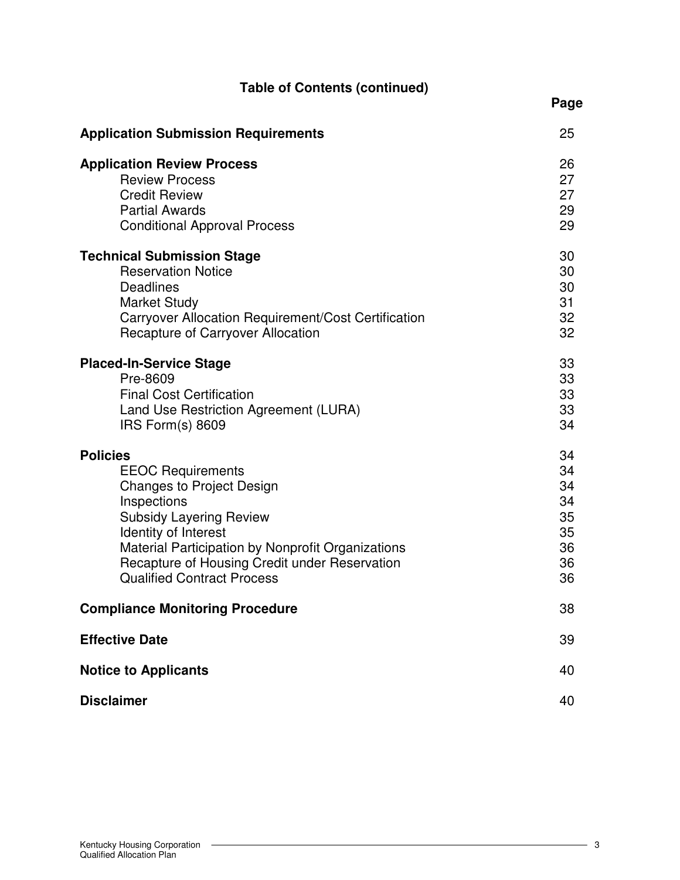## Table of Contents (continued)

| | Page |
|---|---|
| **Application Submission Requirements** | 25 |
| **Application Review Process** | 26 |
| Review Process | 27 |
| Credit Review | 27 |
| Partial Awards | 29 |
| Conditional Approval Process | 29 |
| **Technical Submission Stage** | 30 |
| Reservation Notice | 30 |
| Deadlines | 30 |
| Market Study | 31 |
| Carryover Allocation Requirement/Cost Certification | 32 |
| Recapture of Carryover Allocation | 32 |
| **Placed-In-Service Stage** | 33 |
| Pre-8609 | 33 |
| Final Cost Certification | 33 |
| Land Use Restriction Agreement (LURA) | 33 |
| IRS Form(s) 8609 | 34 |
| **Policies** | 34 |
| EEOC Requirements | 34 |
| Changes to Project Design | 34 |
| Inspections | 34 |
| Subsidy Layering Review | 35 |
| Identity of Interest | 35 |
| Material Participation by Nonprofit Organizations | 36 |
| Recapture of Housing Credit under Reservation | 36 |
| Qualified Contract Process | 36 |
| **Compliance Monitoring Procedure** | 38 |
| **Effective Date** | 39 |
| **Notice to Applicants** | 40 |
| **Disclaimer** | 40 |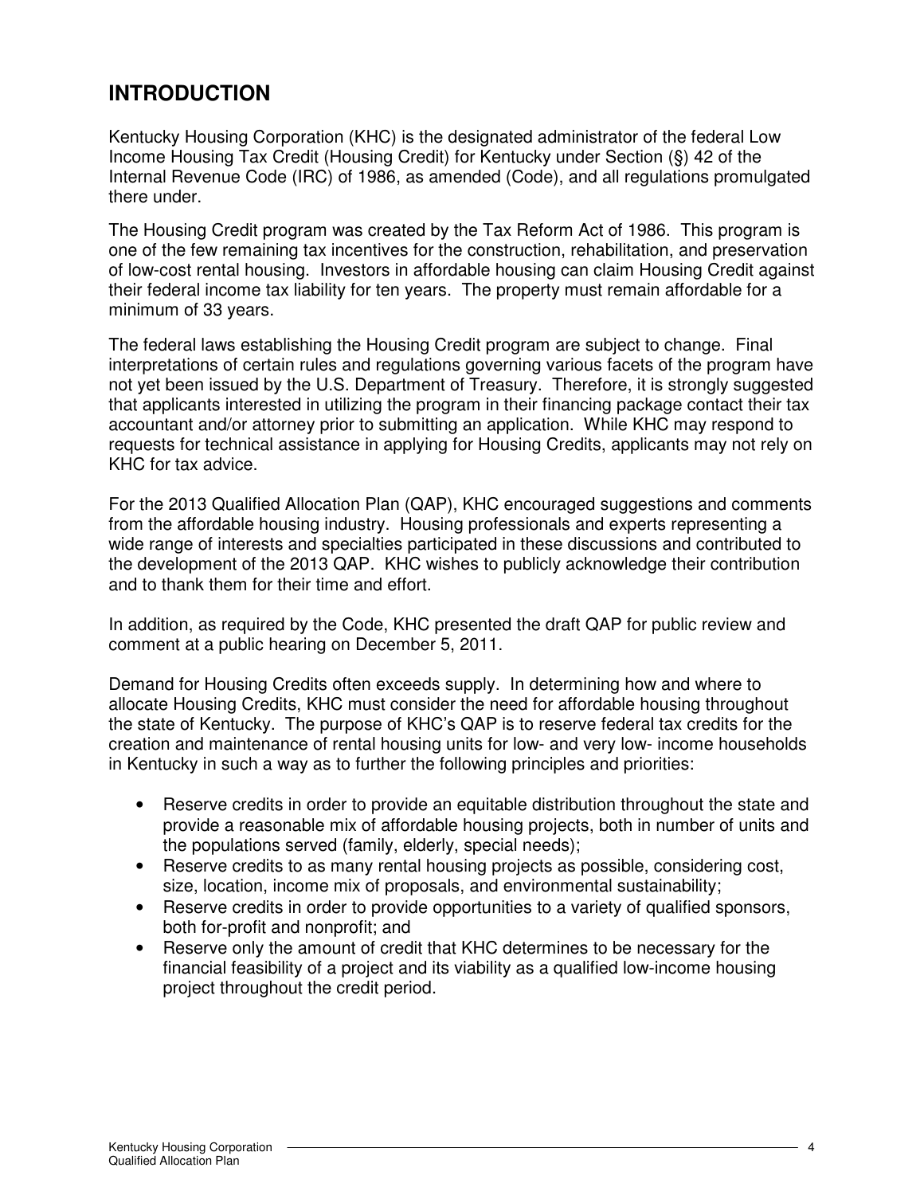# INTRODUCTION

Kentucky Housing Corporation (KHC) is the designated administrator of the federal Low Income Housing Tax Credit (Housing Credit) for Kentucky under Section (§) 42 of the Internal Revenue Code (IRC) of 1986, as amended (Code), and all regulations promulgated there under.

The Housing Credit program was created by the Tax Reform Act of 1986. This program is one of the few remaining tax incentives for the construction, rehabilitation, and preservation of low-cost rental housing. Investors in affordable housing can claim Housing Credit against their federal income tax liability for ten years. The property must remain affordable for a minimum of 33 years.

The federal laws establishing the Housing Credit program are subject to change. Final interpretations of certain rules and regulations governing various facets of the program have not yet been issued by the U.S. Department of Treasury. Therefore, it is strongly suggested that applicants interested in utilizing the program in their financing package contact their tax accountant and/or attorney prior to submitting an application. While KHC may respond to requests for technical assistance in applying for Housing Credits, applicants may not rely on KHC for tax advice.

For the 2013 Qualified Allocation Plan (QAP), KHC encouraged suggestions and comments from the affordable housing industry. Housing professionals and experts representing a wide range of interests and specialties participated in these discussions and contributed to the development of the 2013 QAP. KHC wishes to publicly acknowledge their contribution and to thank them for their time and effort.

In addition, as required by the Code, KHC presented the draft QAP for public review and comment at a public hearing on December 5, 2011.

Demand for Housing Credits often exceeds supply. In determining how and where to allocate Housing Credits, KHC must consider the need for affordable housing throughout the state of Kentucky. The purpose of KHC's QAP is to reserve federal tax credits for the creation and maintenance of rental housing units for low- and very low- income households in Kentucky in such a way as to further the following principles and priorities:

- Reserve credits in order to provide an equitable distribution throughout the state and provide a reasonable mix of affordable housing projects, both in number of units and the populations served (family, elderly, special needs);
- Reserve credits to as many rental housing projects as possible, considering cost, size, location, income mix of proposals, and environmental sustainability;
- Reserve credits in order to provide opportunities to a variety of qualified sponsors, both for-profit and nonprofit; and
- Reserve only the amount of credit that KHC determines to be necessary for the financial feasibility of a project and its viability as a qualified low-income housing project throughout the credit period.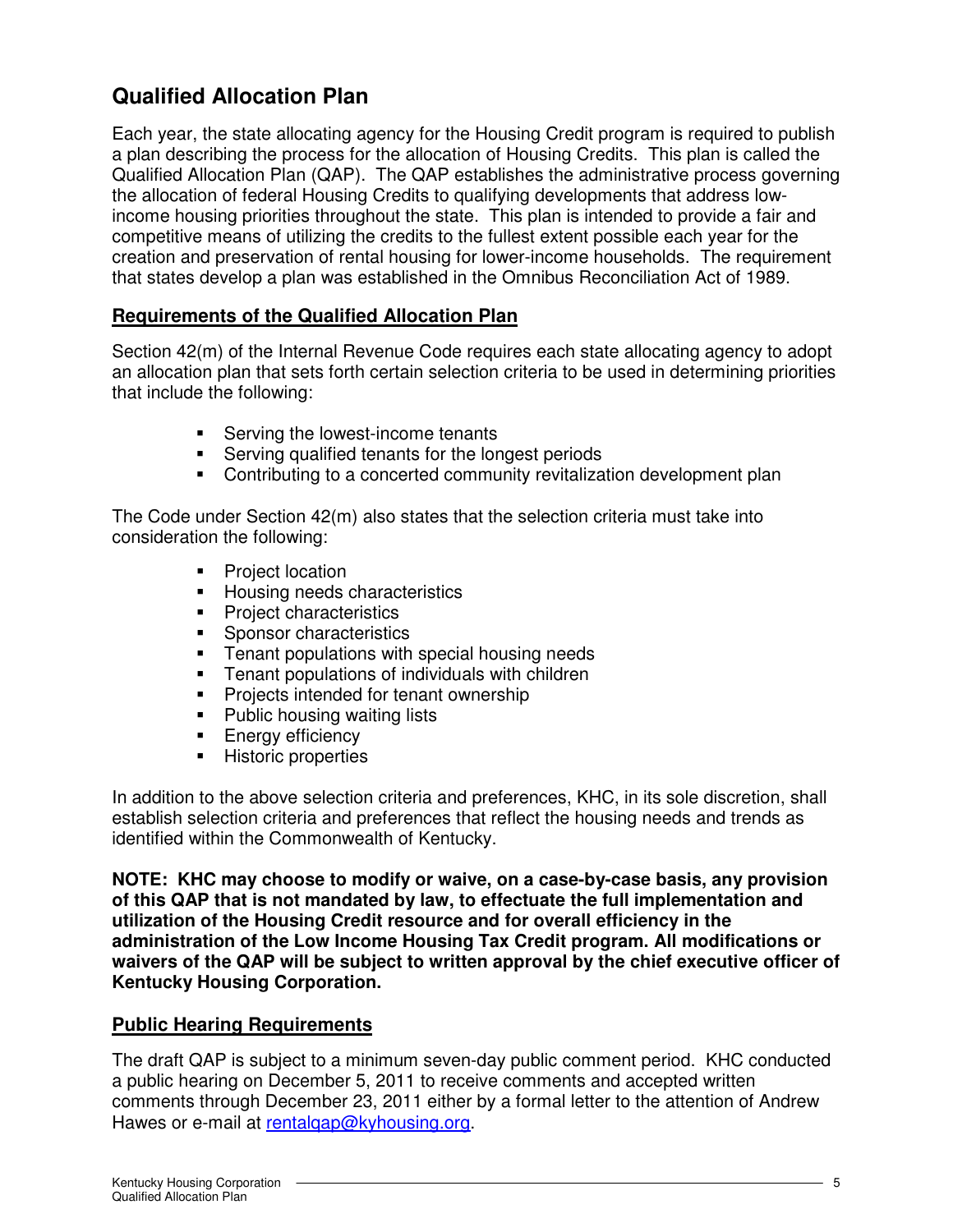## Qualified Allocation Plan

Each year, the state allocating agency for the Housing Credit program is required to publish a plan describing the process for the allocation of Housing Credits. This plan is called the Qualified Allocation Plan (QAP). The QAP establishes the administrative process governing the allocation of federal Housing Credits to qualifying developments that address low-income housing priorities throughout the state. This plan is intended to provide a fair and competitive means of utilizing the credits to the fullest extent possible each year for the creation and preservation of rental housing for lower-income households. The requirement that states develop a plan was established in the Omnibus Reconciliation Act of 1989.

### Requirements of the Qualified Allocation Plan

Section 42(m) of the Internal Revenue Code requires each state allocating agency to adopt an allocation plan that sets forth certain selection criteria to be used in determining priorities that include the following:

- Serving the lowest-income tenants
- Serving qualified tenants for the longest periods
- Contributing to a concerted community revitalization development plan

The Code under Section 42(m) also states that the selection criteria must take into consideration the following:

- Project location
- Housing needs characteristics
- Project characteristics
- Sponsor characteristics
- Tenant populations with special housing needs
- Tenant populations of individuals with children
- Projects intended for tenant ownership
- Public housing waiting lists
- Energy efficiency
- Historic properties

In addition to the above selection criteria and preferences, KHC, in its sole discretion, shall establish selection criteria and preferences that reflect the housing needs and trends as identified within the Commonwealth of Kentucky.

**NOTE: KHC may choose to modify or waive, on a case-by-case basis, any provision of this QAP that is not mandated by law, to effectuate the full implementation and utilization of the Housing Credit resource and for overall efficiency in the administration of the Low Income Housing Tax Credit program. All modifications or waivers of the QAP will be subject to written approval by the chief executive officer of Kentucky Housing Corporation.**

### Public Hearing Requirements

The draft QAP is subject to a minimum seven-day public comment period. KHC conducted a public hearing on December 5, 2011 to receive comments and accepted written comments through December 23, 2011 either by a formal letter to the attention of Andrew Hawes or e-mail at rentalqap@kyhousing.org.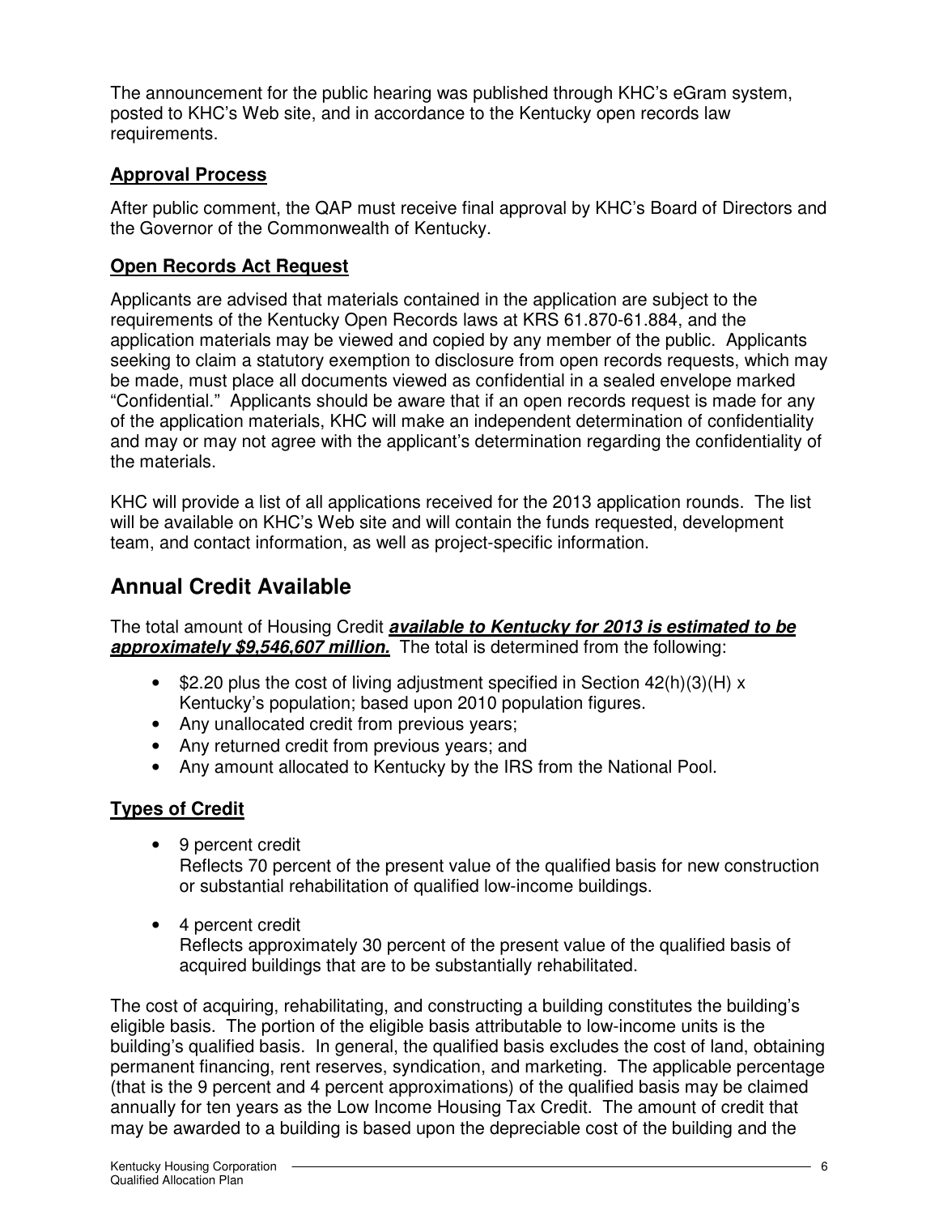The announcement for the public hearing was published through KHC's eGram system, posted to KHC's Web site, and in accordance to the Kentucky open records law requirements.

### Approval Process

After public comment, the QAP must receive final approval by KHC's Board of Directors and the Governor of the Commonwealth of Kentucky.

### Open Records Act Request

Applicants are advised that materials contained in the application are subject to the requirements of the Kentucky Open Records laws at KRS 61.870-61.884, and the application materials may be viewed and copied by any member of the public. Applicants seeking to claim a statutory exemption to disclosure from open records requests, which may be made, must place all documents viewed as confidential in a sealed envelope marked "Confidential." Applicants should be aware that if an open records request is made for any of the application materials, KHC will make an independent determination of confidentiality and may or may not agree with the applicant's determination regarding the confidentiality of the materials.

KHC will provide a list of all applications received for the 2013 application rounds. The list will be available on KHC's Web site and will contain the funds requested, development team, and contact information, as well as project-specific information.

## Annual Credit Available

The total amount of Housing Credit ***available to Kentucky for 2013 is estimated to be approximately $9,546,607 million.*** The total is determined from the following:

- $2.20 plus the cost of living adjustment specified in Section 42(h)(3)(H) x Kentucky's population; based upon 2010 population figures.
- Any unallocated credit from previous years;
- Any returned credit from previous years; and
- Any amount allocated to Kentucky by the IRS from the National Pool.

### Types of Credit

- 9 percent credit
  Reflects 70 percent of the present value of the qualified basis for new construction or substantial rehabilitation of qualified low-income buildings.

- 4 percent credit
  Reflects approximately 30 percent of the present value of the qualified basis of acquired buildings that are to be substantially rehabilitated.

The cost of acquiring, rehabilitating, and constructing a building constitutes the building's eligible basis. The portion of the eligible basis attributable to low-income units is the building's qualified basis. In general, the qualified basis excludes the cost of land, obtaining permanent financing, rent reserves, syndication, and marketing. The applicable percentage (that is the 9 percent and 4 percent approximations) of the qualified basis may be claimed annually for ten years as the Low Income Housing Tax Credit. The amount of credit that may be awarded to a building is based upon the depreciable cost of the building and the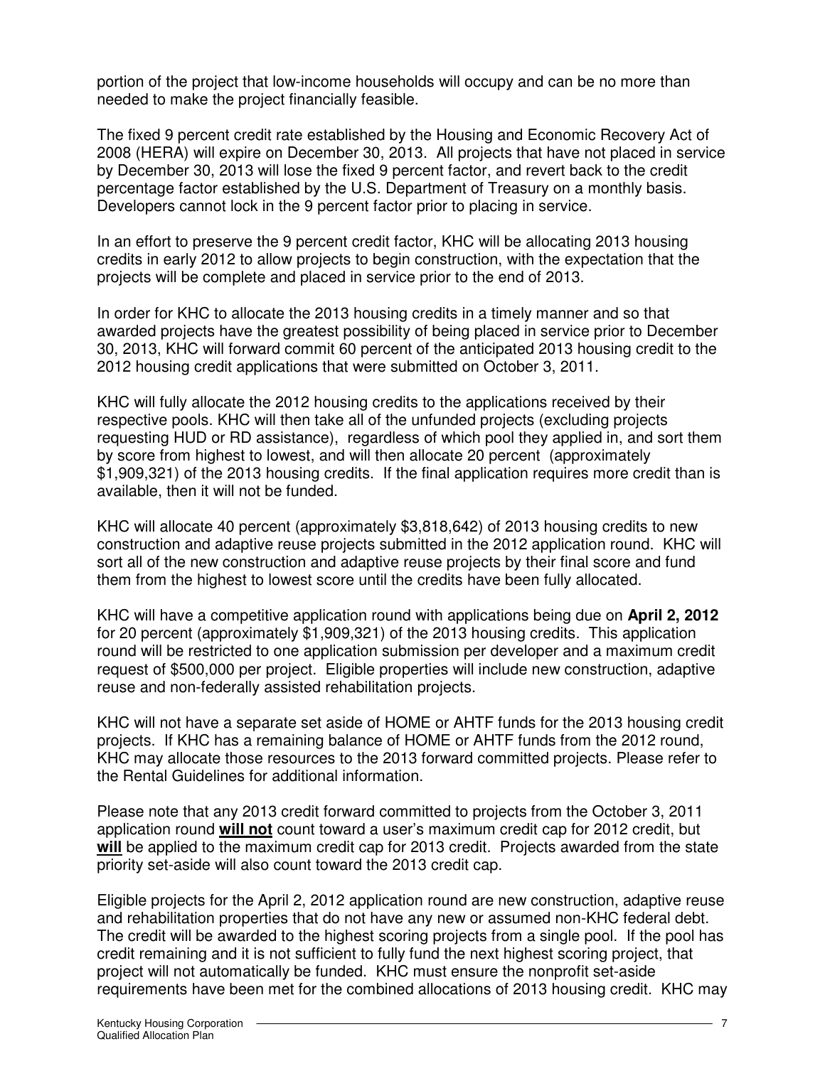portion of the project that low-income households will occupy and can be no more than needed to make the project financially feasible.

The fixed 9 percent credit rate established by the Housing and Economic Recovery Act of 2008 (HERA) will expire on December 30, 2013. All projects that have not placed in service by December 30, 2013 will lose the fixed 9 percent factor, and revert back to the credit percentage factor established by the U.S. Department of Treasury on a monthly basis. Developers cannot lock in the 9 percent factor prior to placing in service.

In an effort to preserve the 9 percent credit factor, KHC will be allocating 2013 housing credits in early 2012 to allow projects to begin construction, with the expectation that the projects will be complete and placed in service prior to the end of 2013.

In order for KHC to allocate the 2013 housing credits in a timely manner and so that awarded projects have the greatest possibility of being placed in service prior to December 30, 2013, KHC will forward commit 60 percent of the anticipated 2013 housing credit to the 2012 housing credit applications that were submitted on October 3, 2011.

KHC will fully allocate the 2012 housing credits to the applications received by their respective pools. KHC will then take all of the unfunded projects (excluding projects requesting HUD or RD assistance), regardless of which pool they applied in, and sort them by score from highest to lowest, and will then allocate 20 percent (approximately $1,909,321) of the 2013 housing credits. If the final application requires more credit than is available, then it will not be funded.

KHC will allocate 40 percent (approximately $3,818,642) of 2013 housing credits to new construction and adaptive reuse projects submitted in the 2012 application round. KHC will sort all of the new construction and adaptive reuse projects by their final score and fund them from the highest to lowest score until the credits have been fully allocated.

KHC will have a competitive application round with applications being due on **April 2, 2012** for 20 percent (approximately $1,909,321) of the 2013 housing credits. This application round will be restricted to one application submission per developer and a maximum credit request of $500,000 per project. Eligible properties will include new construction, adaptive reuse and non-federally assisted rehabilitation projects.

KHC will not have a separate set aside of HOME or AHTF funds for the 2013 housing credit projects. If KHC has a remaining balance of HOME or AHTF funds from the 2012 round, KHC may allocate those resources to the 2013 forward committed projects. Please refer to the Rental Guidelines for additional information.

Please note that any 2013 credit forward committed to projects from the October 3, 2011 application round **will not** count toward a user's maximum credit cap for 2012 credit, but **will** be applied to the maximum credit cap for 2013 credit. Projects awarded from the state priority set-aside will also count toward the 2013 credit cap.

Eligible projects for the April 2, 2012 application round are new construction, adaptive reuse and rehabilitation properties that do not have any new or assumed non-KHC federal debt. The credit will be awarded to the highest scoring projects from a single pool. If the pool has credit remaining and it is not sufficient to fully fund the next highest scoring project, that project will not automatically be funded. KHC must ensure the nonprofit set-aside requirements have been met for the combined allocations of 2013 housing credit. KHC may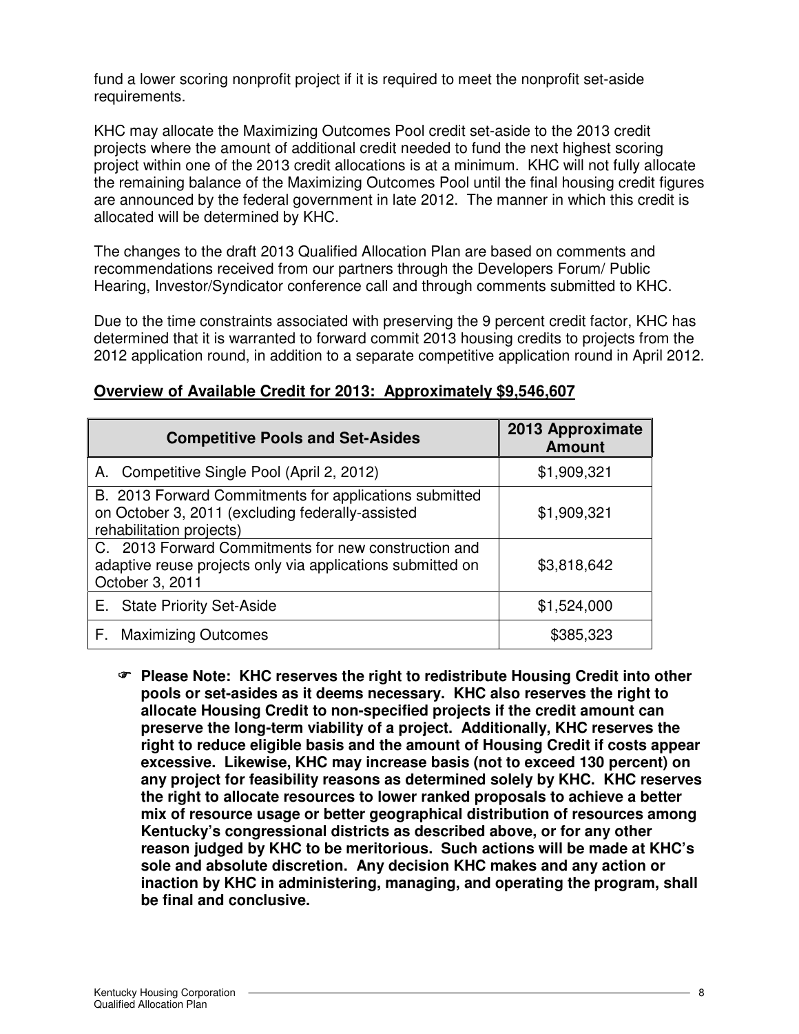fund a lower scoring nonprofit project if it is required to meet the nonprofit set-aside requirements.

KHC may allocate the Maximizing Outcomes Pool credit set-aside to the 2013 credit projects where the amount of additional credit needed to fund the next highest scoring project within one of the 2013 credit allocations is at a minimum. KHC will not fully allocate the remaining balance of the Maximizing Outcomes Pool until the final housing credit figures are announced by the federal government in late 2012. The manner in which this credit is allocated will be determined by KHC.

The changes to the draft 2013 Qualified Allocation Plan are based on comments and recommendations received from our partners through the Developers Forum/ Public Hearing, Investor/Syndicator conference call and through comments submitted to KHC.

Due to the time constraints associated with preserving the 9 percent credit factor, KHC has determined that it is warranted to forward commit 2013 housing credits to projects from the 2012 application round, in addition to a separate competitive application round in April 2012.

**Overview of Available Credit for 2013: Approximately $9,546,607**

| Competitive Pools and Set-Asides | 2013 Approximate Amount |
|---|---|
| A. Competitive Single Pool (April 2, 2012) | $1,909,321 |
| B. 2013 Forward Commitments for applications submitted on October 3, 2011 (excluding federally-assisted rehabilitation projects) | $1,909,321 |
| C. 2013 Forward Commitments for new construction and adaptive reuse projects only via applications submitted on October 3, 2011 | $3,818,642 |
| E. State Priority Set-Aside | $1,524,000 |
| F. Maximizing Outcomes | $385,323 |

- **Please Note: KHC reserves the right to redistribute Housing Credit into other pools or set-asides as it deems necessary. KHC also reserves the right to allocate Housing Credit to non-specified projects if the credit amount can preserve the long-term viability of a project. Additionally, KHC reserves the right to reduce eligible basis and the amount of Housing Credit if costs appear excessive. Likewise, KHC may increase basis (not to exceed 130 percent) on any project for feasibility reasons as determined solely by KHC. KHC reserves the right to allocate resources to lower ranked proposals to achieve a better mix of resource usage or better geographical distribution of resources among Kentucky's congressional districts as described above, or for any other reason judged by KHC to be meritorious. Such actions will be made at KHC's sole and absolute discretion. Any decision KHC makes and any action or inaction by KHC in administering, managing, and operating the program, shall be final and conclusive.**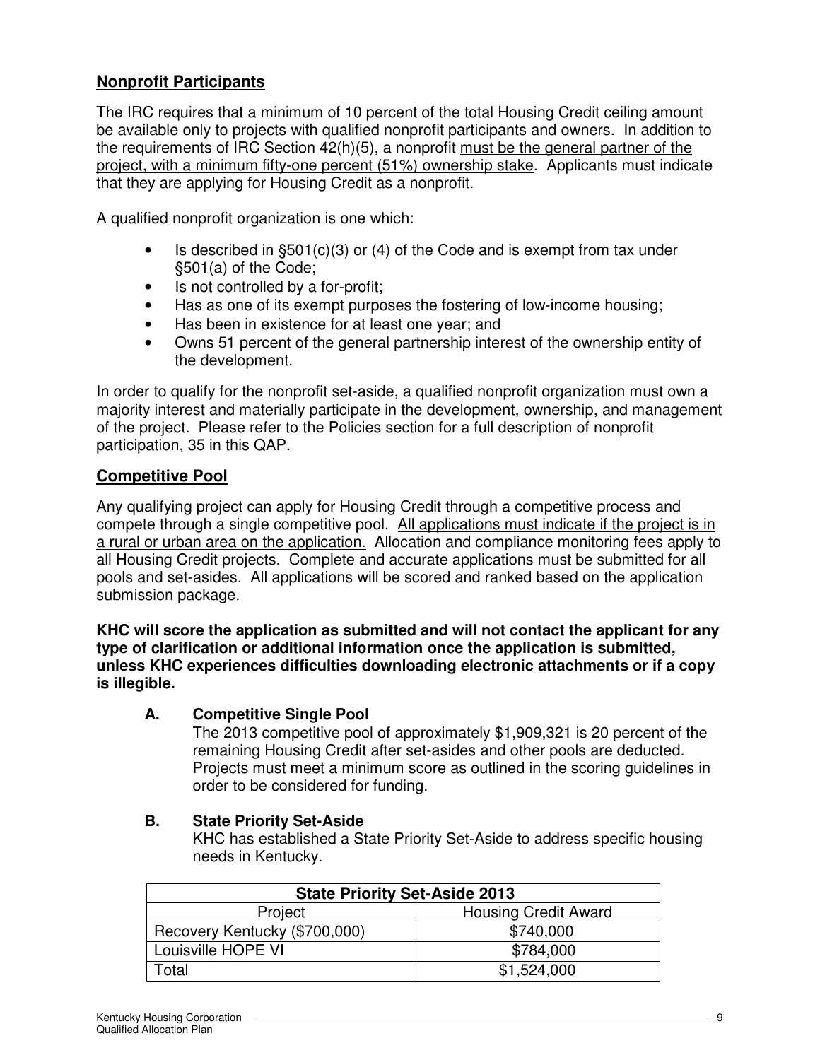## Nonprofit Participants

The IRC requires that a minimum of 10 percent of the total Housing Credit ceiling amount be available only to projects with qualified nonprofit participants and owners. In addition to the requirements of IRC Section 42(h)(5), a nonprofit must be the general partner of the project, with a minimum fifty-one percent (51%) ownership stake. Applicants must indicate that they are applying for Housing Credit as a nonprofit.

A qualified nonprofit organization is one which:

- Is described in §501(c)(3) or (4) of the Code and is exempt from tax under §501(a) of the Code;
- Is not controlled by a for-profit;
- Has as one of its exempt purposes the fostering of low-income housing;
- Has been in existence for at least one year; and
- Owns 51 percent of the general partnership interest of the ownership entity of the development.

In order to qualify for the nonprofit set-aside, a qualified nonprofit organization must own a majority interest and materially participate in the development, ownership, and management of the project. Please refer to the Policies section for a full description of nonprofit participation, 35 in this QAP.

## Competitive Pool

Any qualifying project can apply for Housing Credit through a competitive process and compete through a single competitive pool. All applications must indicate if the project is in a rural or urban area on the application. Allocation and compliance monitoring fees apply to all Housing Credit projects. Complete and accurate applications must be submitted for all pools and set-asides. All applications will be scored and ranked based on the application submission package.

**KHC will score the application as submitted and will not contact the applicant for any type of clarification or additional information once the application is submitted, unless KHC experiences difficulties downloading electronic attachments or if a copy is illegible.**

### A. Competitive Single Pool

The 2013 competitive pool of approximately $1,909,321 is 20 percent of the remaining Housing Credit after set-asides and other pools are deducted. Projects must meet a minimum score as outlined in the scoring guidelines in order to be considered for funding.

### B. State Priority Set-Aside

KHC has established a State Priority Set-Aside to address specific housing needs in Kentucky.

| State Priority Set-Aside 2013 | |
|---|---|
| Project | Housing Credit Award |
| Recovery Kentucky ($700,000) | $740,000 |
| Louisville HOPE VI | $784,000 |
| Total | $1,524,000 |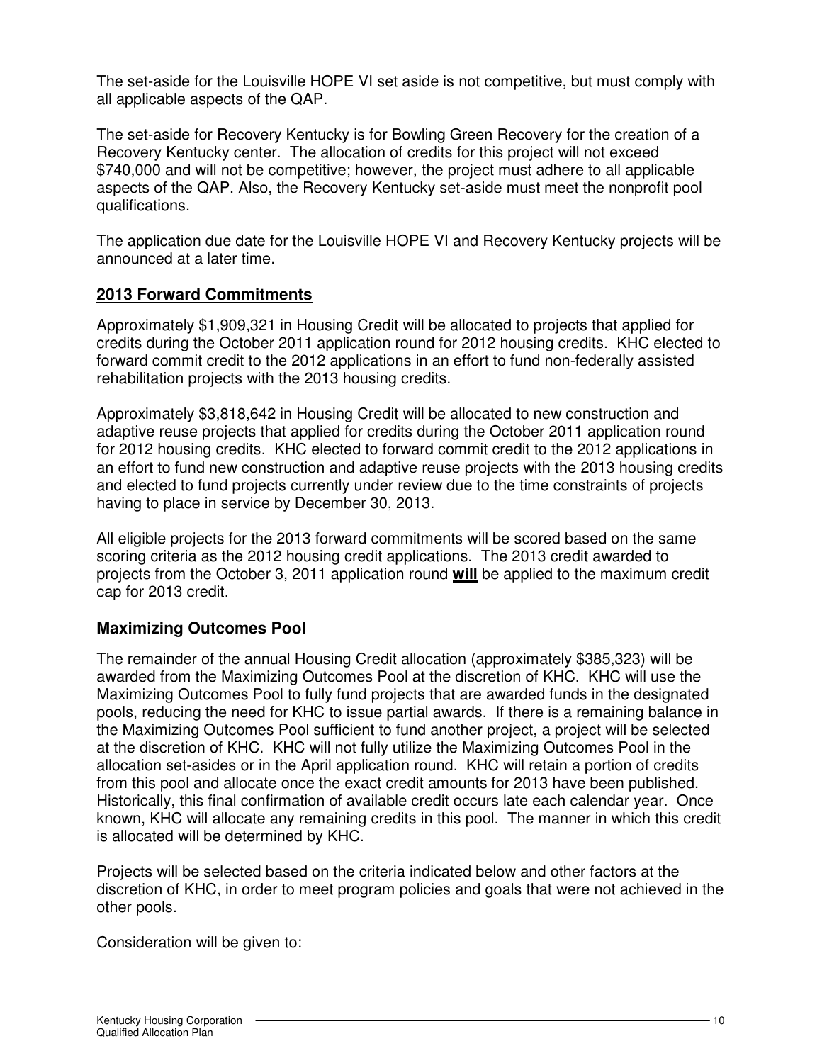The set-aside for the Louisville HOPE VI set aside is not competitive, but must comply with all applicable aspects of the QAP.

The set-aside for Recovery Kentucky is for Bowling Green Recovery for the creation of a Recovery Kentucky center. The allocation of credits for this project will not exceed $740,000 and will not be competitive; however, the project must adhere to all applicable aspects of the QAP. Also, the Recovery Kentucky set-aside must meet the nonprofit pool qualifications.

The application due date for the Louisville HOPE VI and Recovery Kentucky projects will be announced at a later time.

## **2013 Forward Commitments**

Approximately $1,909,321 in Housing Credit will be allocated to projects that applied for credits during the October 2011 application round for 2012 housing credits. KHC elected to forward commit credit to the 2012 applications in an effort to fund non-federally assisted rehabilitation projects with the 2013 housing credits.

Approximately $3,818,642 in Housing Credit will be allocated to new construction and adaptive reuse projects that applied for credits during the October 2011 application round for 2012 housing credits. KHC elected to forward commit credit to the 2012 applications in an effort to fund new construction and adaptive reuse projects with the 2013 housing credits and elected to fund projects currently under review due to the time constraints of projects having to place in service by December 30, 2013.

All eligible projects for the 2013 forward commitments will be scored based on the same scoring criteria as the 2012 housing credit applications. The 2013 credit awarded to projects from the October 3, 2011 application round **will** be applied to the maximum credit cap for 2013 credit.

## **Maximizing Outcomes Pool**

The remainder of the annual Housing Credit allocation (approximately $385,323) will be awarded from the Maximizing Outcomes Pool at the discretion of KHC. KHC will use the Maximizing Outcomes Pool to fully fund projects that are awarded funds in the designated pools, reducing the need for KHC to issue partial awards. If there is a remaining balance in the Maximizing Outcomes Pool sufficient to fund another project, a project will be selected at the discretion of KHC. KHC will not fully utilize the Maximizing Outcomes Pool in the allocation set-asides or in the April application round. KHC will retain a portion of credits from this pool and allocate once the exact credit amounts for 2013 have been published. Historically, this final confirmation of available credit occurs late each calendar year. Once known, KHC will allocate any remaining credits in this pool. The manner in which this credit is allocated will be determined by KHC.

Projects will be selected based on the criteria indicated below and other factors at the discretion of KHC, in order to meet program policies and goals that were not achieved in the other pools.

Consideration will be given to: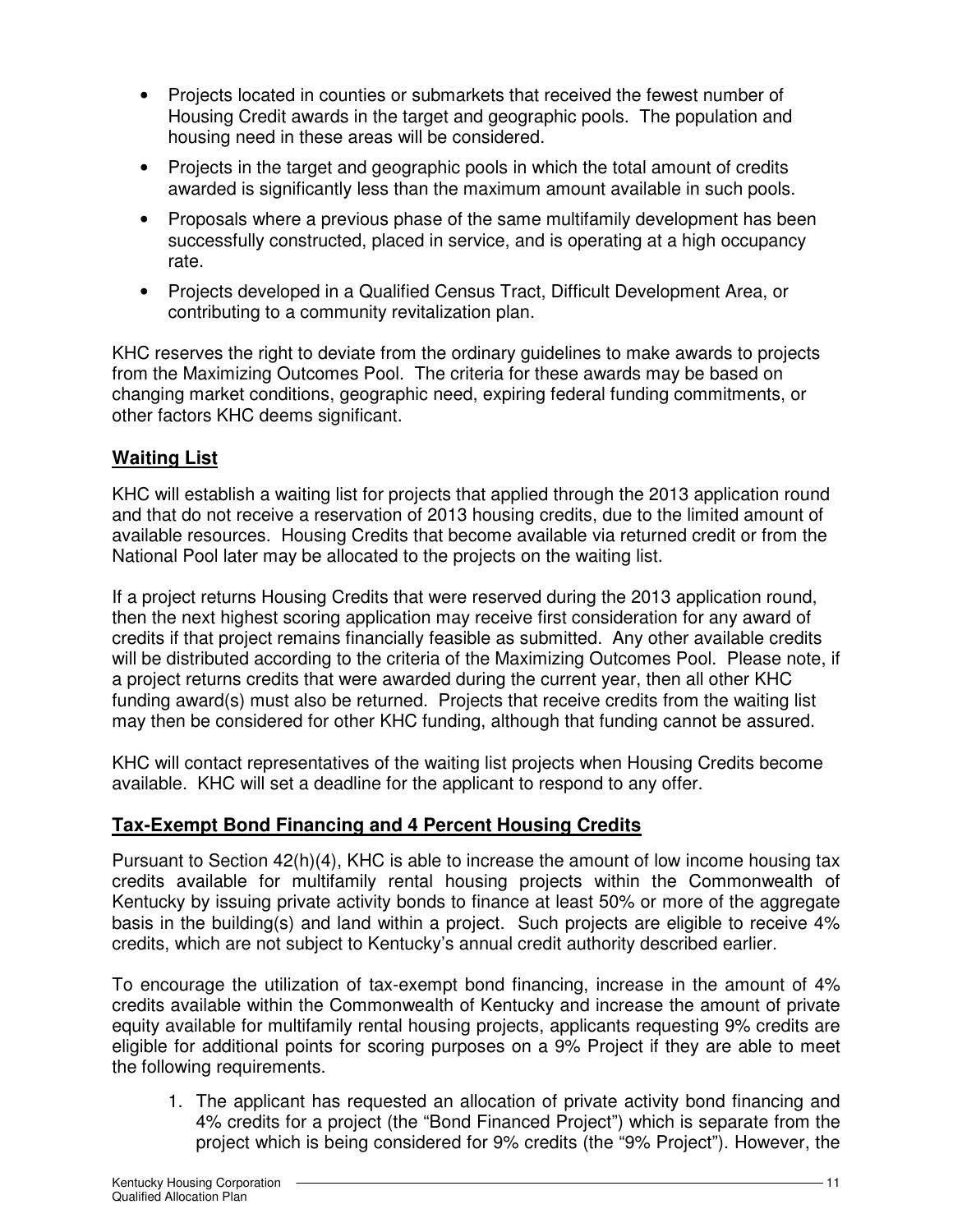- Projects located in counties or submarkets that received the fewest number of Housing Credit awards in the target and geographic pools. The population and housing need in these areas will be considered.
- Projects in the target and geographic pools in which the total amount of credits awarded is significantly less than the maximum amount available in such pools.
- Proposals where a previous phase of the same multifamily development has been successfully constructed, placed in service, and is operating at a high occupancy rate.
- Projects developed in a Qualified Census Tract, Difficult Development Area, or contributing to a community revitalization plan.

KHC reserves the right to deviate from the ordinary guidelines to make awards to projects from the Maximizing Outcomes Pool. The criteria for these awards may be based on changing market conditions, geographic need, expiring federal funding commitments, or other factors KHC deems significant.

## Waiting List

KHC will establish a waiting list for projects that applied through the 2013 application round and that do not receive a reservation of 2013 housing credits, due to the limited amount of available resources. Housing Credits that become available via returned credit or from the National Pool later may be allocated to the projects on the waiting list.

If a project returns Housing Credits that were reserved during the 2013 application round, then the next highest scoring application may receive first consideration for any award of credits if that project remains financially feasible as submitted. Any other available credits will be distributed according to the criteria of the Maximizing Outcomes Pool. Please note, if a project returns credits that were awarded during the current year, then all other KHC funding award(s) must also be returned. Projects that receive credits from the waiting list may then be considered for other KHC funding, although that funding cannot be assured.

KHC will contact representatives of the waiting list projects when Housing Credits become available. KHC will set a deadline for the applicant to respond to any offer.

## Tax-Exempt Bond Financing and 4 Percent Housing Credits

Pursuant to Section 42(h)(4), KHC is able to increase the amount of low income housing tax credits available for multifamily rental housing projects within the Commonwealth of Kentucky by issuing private activity bonds to finance at least 50% or more of the aggregate basis in the building(s) and land within a project. Such projects are eligible to receive 4% credits, which are not subject to Kentucky's annual credit authority described earlier.

To encourage the utilization of tax-exempt bond financing, increase in the amount of 4% credits available within the Commonwealth of Kentucky and increase the amount of private equity available for multifamily rental housing projects, applicants requesting 9% credits are eligible for additional points for scoring purposes on a 9% Project if they are able to meet the following requirements.

1. The applicant has requested an allocation of private activity bond financing and 4% credits for a project (the "Bond Financed Project") which is separate from the project which is being considered for 9% credits (the "9% Project"). However, the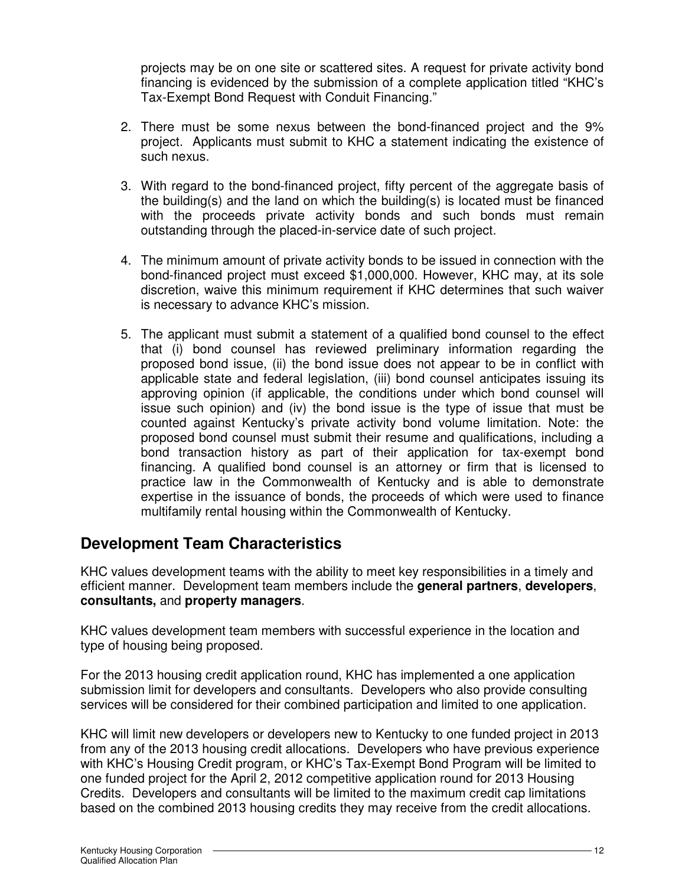projects may be on one site or scattered sites. A request for private activity bond financing is evidenced by the submission of a complete application titled "KHC's Tax-Exempt Bond Request with Conduit Financing."

2. There must be some nexus between the bond-financed project and the 9% project. Applicants must submit to KHC a statement indicating the existence of such nexus.

3. With regard to the bond-financed project, fifty percent of the aggregate basis of the building(s) and the land on which the building(s) is located must be financed with the proceeds private activity bonds and such bonds must remain outstanding through the placed-in-service date of such project.

4. The minimum amount of private activity bonds to be issued in connection with the bond-financed project must exceed $1,000,000. However, KHC may, at its sole discretion, waive this minimum requirement if KHC determines that such waiver is necessary to advance KHC's mission.

5. The applicant must submit a statement of a qualified bond counsel to the effect that (i) bond counsel has reviewed preliminary information regarding the proposed bond issue, (ii) the bond issue does not appear to be in conflict with applicable state and federal legislation, (iii) bond counsel anticipates issuing its approving opinion (if applicable, the conditions under which bond counsel will issue such opinion) and (iv) the bond issue is the type of issue that must be counted against Kentucky's private activity bond volume limitation. Note: the proposed bond counsel must submit their resume and qualifications, including a bond transaction history as part of their application for tax-exempt bond financing. A qualified bond counsel is an attorney or firm that is licensed to practice law in the Commonwealth of Kentucky and is able to demonstrate expertise in the issuance of bonds, the proceeds of which were used to finance multifamily rental housing within the Commonwealth of Kentucky.

## Development Team Characteristics

KHC values development teams with the ability to meet key responsibilities in a timely and efficient manner. Development team members include the **general partners**, **developers**, **consultants,** and **property managers**.

KHC values development team members with successful experience in the location and type of housing being proposed.

For the 2013 housing credit application round, KHC has implemented a one application submission limit for developers and consultants. Developers who also provide consulting services will be considered for their combined participation and limited to one application.

KHC will limit new developers or developers new to Kentucky to one funded project in 2013 from any of the 2013 housing credit allocations. Developers who have previous experience with KHC's Housing Credit program, or KHC's Tax-Exempt Bond Program will be limited to one funded project for the April 2, 2012 competitive application round for 2013 Housing Credits. Developers and consultants will be limited to the maximum credit cap limitations based on the combined 2013 housing credits they may receive from the credit allocations.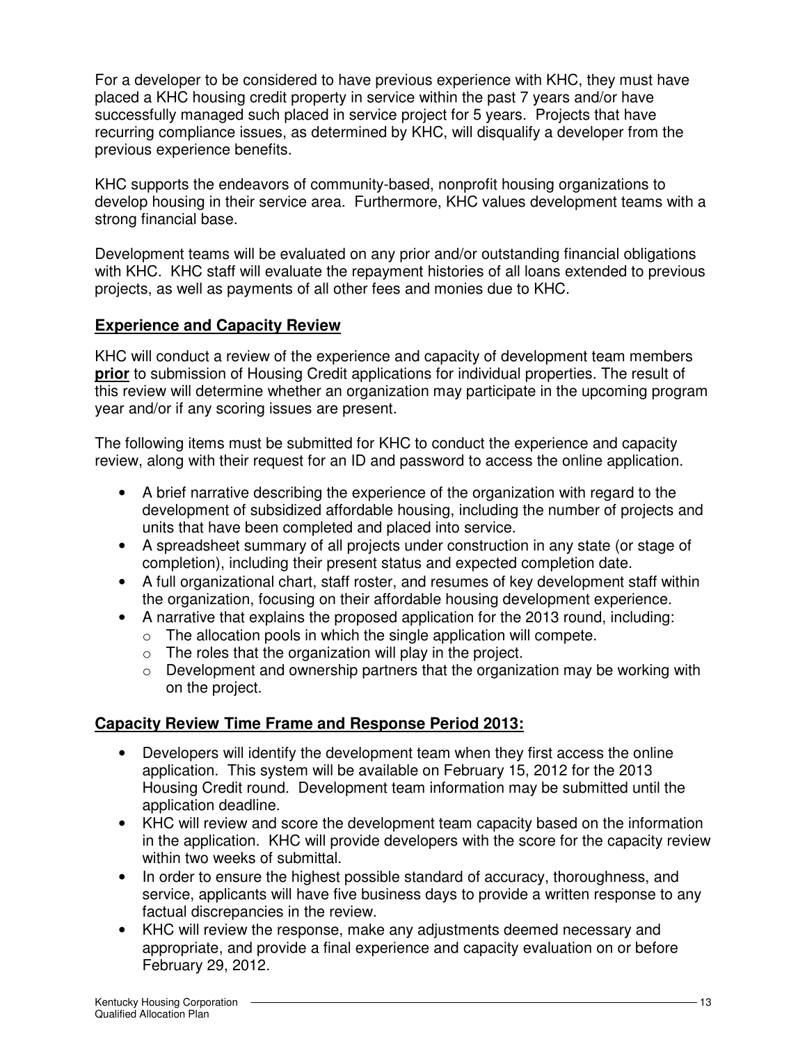For a developer to be considered to have previous experience with KHC, they must have placed a KHC housing credit property in service within the past 7 years and/or have successfully managed such placed in service project for 5 years. Projects that have recurring compliance issues, as determined by KHC, will disqualify a developer from the previous experience benefits.

KHC supports the endeavors of community-based, nonprofit housing organizations to develop housing in their service area. Furthermore, KHC values development teams with a strong financial base.

Development teams will be evaluated on any prior and/or outstanding financial obligations with KHC. KHC staff will evaluate the repayment histories of all loans extended to previous projects, as well as payments of all other fees and monies due to KHC.

## Experience and Capacity Review

KHC will conduct a review of the experience and capacity of development team members **prior** to submission of Housing Credit applications for individual properties. The result of this review will determine whether an organization may participate in the upcoming program year and/or if any scoring issues are present.

The following items must be submitted for KHC to conduct the experience and capacity review, along with their request for an ID and password to access the online application.

- A brief narrative describing the experience of the organization with regard to the development of subsidized affordable housing, including the number of projects and units that have been completed and placed into service.
- A spreadsheet summary of all projects under construction in any state (or stage of completion), including their present status and expected completion date.
- A full organizational chart, staff roster, and resumes of key development staff within the organization, focusing on their affordable housing development experience.
- A narrative that explains the proposed application for the 2013 round, including:
  - The allocation pools in which the single application will compete.
  - The roles that the organization will play in the project.
  - Development and ownership partners that the organization may be working with on the project.

## Capacity Review Time Frame and Response Period 2013:

- Developers will identify the development team when they first access the online application. This system will be available on February 15, 2012 for the 2013 Housing Credit round. Development team information may be submitted until the application deadline.
- KHC will review and score the development team capacity based on the information in the application. KHC will provide developers with the score for the capacity review within two weeks of submittal.
- In order to ensure the highest possible standard of accuracy, thoroughness, and service, applicants will have five business days to provide a written response to any factual discrepancies in the review.
- KHC will review the response, make any adjustments deemed necessary and appropriate, and provide a final experience and capacity evaluation on or before February 29, 2012.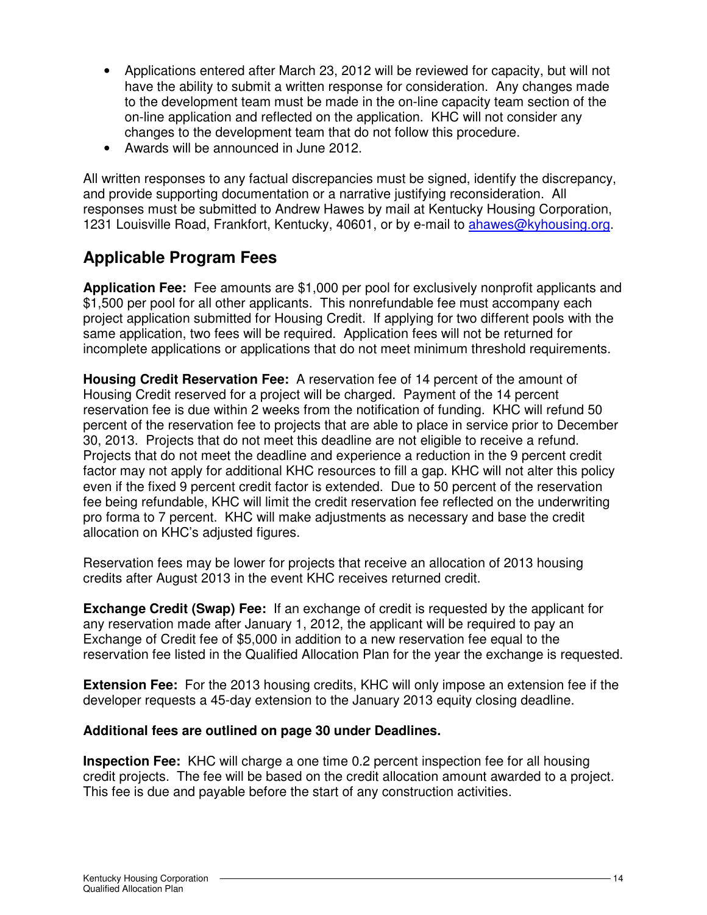- Applications entered after March 23, 2012 will be reviewed for capacity, but will not have the ability to submit a written response for consideration. Any changes made to the development team must be made in the on-line capacity team section of the on-line application and reflected on the application. KHC will not consider any changes to the development team that do not follow this procedure.
- Awards will be announced in June 2012.

All written responses to any factual discrepancies must be signed, identify the discrepancy, and provide supporting documentation or a narrative justifying reconsideration. All responses must be submitted to Andrew Hawes by mail at Kentucky Housing Corporation, 1231 Louisville Road, Frankfort, Kentucky, 40601, or by e-mail to ahawes@kyhousing.org.

## Applicable Program Fees

**Application Fee:** Fee amounts are $1,000 per pool for exclusively nonprofit applicants and $1,500 per pool for all other applicants. This nonrefundable fee must accompany each project application submitted for Housing Credit. If applying for two different pools with the same application, two fees will be required. Application fees will not be returned for incomplete applications or applications that do not meet minimum threshold requirements.

**Housing Credit Reservation Fee:** A reservation fee of 14 percent of the amount of Housing Credit reserved for a project will be charged. Payment of the 14 percent reservation fee is due within 2 weeks from the notification of funding. KHC will refund 50 percent of the reservation fee to projects that are able to place in service prior to December 30, 2013. Projects that do not meet this deadline are not eligible to receive a refund. Projects that do not meet the deadline and experience a reduction in the 9 percent credit factor may not apply for additional KHC resources to fill a gap. KHC will not alter this policy even if the fixed 9 percent credit factor is extended. Due to 50 percent of the reservation fee being refundable, KHC will limit the credit reservation fee reflected on the underwriting pro forma to 7 percent. KHC will make adjustments as necessary and base the credit allocation on KHC's adjusted figures.

Reservation fees may be lower for projects that receive an allocation of 2013 housing credits after August 2013 in the event KHC receives returned credit.

**Exchange Credit (Swap) Fee:** If an exchange of credit is requested by the applicant for any reservation made after January 1, 2012, the applicant will be required to pay an Exchange of Credit fee of $5,000 in addition to a new reservation fee equal to the reservation fee listed in the Qualified Allocation Plan for the year the exchange is requested.

**Extension Fee:** For the 2013 housing credits, KHC will only impose an extension fee if the developer requests a 45-day extension to the January 2013 equity closing deadline.

**Additional fees are outlined on page 30 under Deadlines.**

**Inspection Fee:** KHC will charge a one time 0.2 percent inspection fee for all housing credit projects. The fee will be based on the credit allocation amount awarded to a project. This fee is due and payable before the start of any construction activities.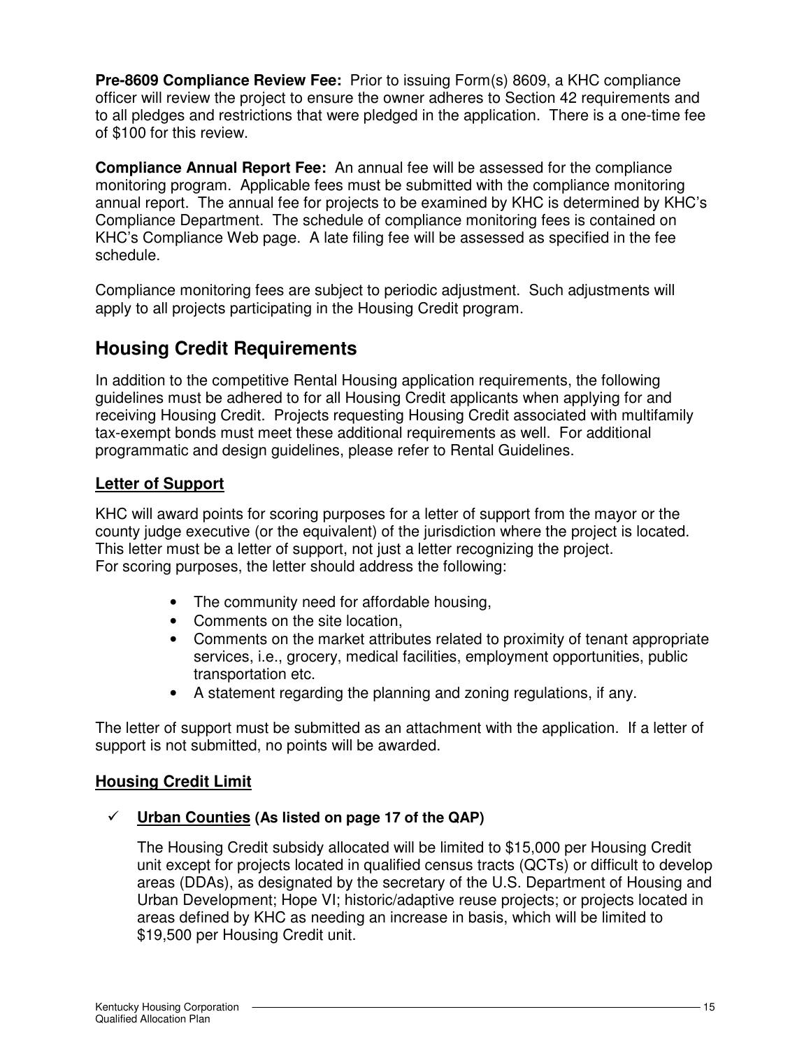**Pre-8609 Compliance Review Fee:** Prior to issuing Form(s) 8609, a KHC compliance officer will review the project to ensure the owner adheres to Section 42 requirements and to all pledges and restrictions that were pledged in the application. There is a one-time fee of $100 for this review.

**Compliance Annual Report Fee:** An annual fee will be assessed for the compliance monitoring program. Applicable fees must be submitted with the compliance monitoring annual report. The annual fee for projects to be examined by KHC is determined by KHC's Compliance Department. The schedule of compliance monitoring fees is contained on KHC's Compliance Web page. A late filing fee will be assessed as specified in the fee schedule.

Compliance monitoring fees are subject to periodic adjustment. Such adjustments will apply to all projects participating in the Housing Credit program.

## Housing Credit Requirements

In addition to the competitive Rental Housing application requirements, the following guidelines must be adhered to for all Housing Credit applicants when applying for and receiving Housing Credit. Projects requesting Housing Credit associated with multifamily tax-exempt bonds must meet these additional requirements as well. For additional programmatic and design guidelines, please refer to Rental Guidelines.

### Letter of Support

KHC will award points for scoring purposes for a letter of support from the mayor or the county judge executive (or the equivalent) of the jurisdiction where the project is located. This letter must be a letter of support, not just a letter recognizing the project.
For scoring purposes, the letter should address the following:

- The community need for affordable housing,
- Comments on the site location,
- Comments on the market attributes related to proximity of tenant appropriate services, i.e., grocery, medical facilities, employment opportunities, public transportation etc.
- A statement regarding the planning and zoning regulations, if any.

The letter of support must be submitted as an attachment with the application. If a letter of support is not submitted, no points will be awarded.

### Housing Credit Limit

✓ **Urban Counties (As listed on page 17 of the QAP)**

The Housing Credit subsidy allocated will be limited to $15,000 per Housing Credit unit except for projects located in qualified census tracts (QCTs) or difficult to develop areas (DDAs), as designated by the secretary of the U.S. Department of Housing and Urban Development; Hope VI; historic/adaptive reuse projects; or projects located in areas defined by KHC as needing an increase in basis, which will be limited to $19,500 per Housing Credit unit.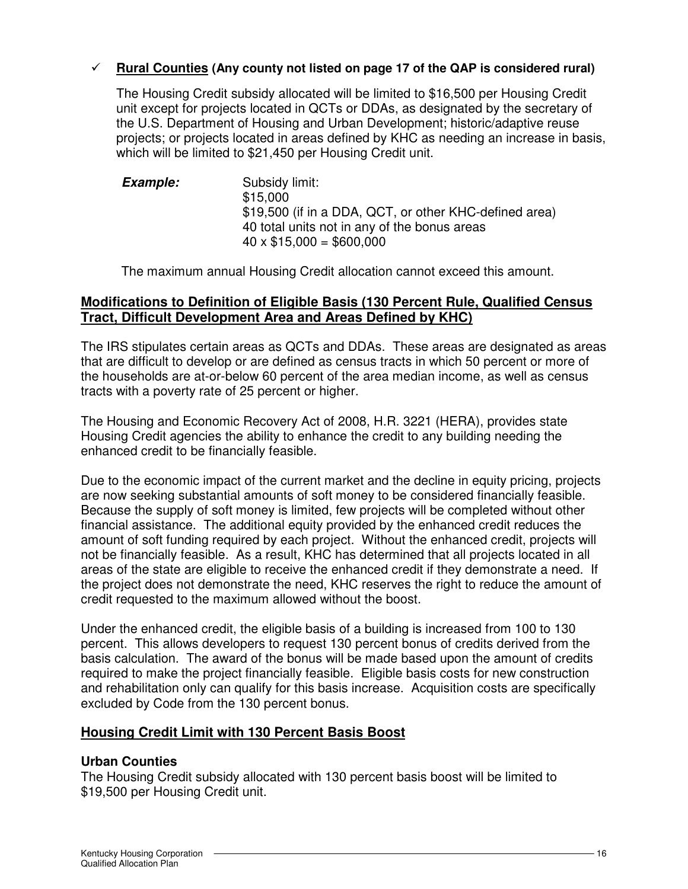- ✓ **Rural Counties (Any county not listed on page 17 of the QAP is considered rural)**

  The Housing Credit subsidy allocated will be limited to $16,500 per Housing Credit unit except for projects located in QCTs or DDAs, as designated by the secretary of the U.S. Department of Housing and Urban Development; historic/adaptive reuse projects; or projects located in areas defined by KHC as needing an increase in basis, which will be limited to $21,450 per Housing Credit unit.

  ***Example:*** Subsidy limit:
  $15,000
  $19,500 (if in a DDA, QCT, or other KHC-defined area)
  40 total units not in any of the bonus areas
  40 x $15,000 = $600,000

  The maximum annual Housing Credit allocation cannot exceed this amount.

## Modifications to Definition of Eligible Basis (130 Percent Rule, Qualified Census Tract, Difficult Development Area and Areas Defined by KHC)

The IRS stipulates certain areas as QCTs and DDAs. These areas are designated as areas that are difficult to develop or are defined as census tracts in which 50 percent or more of the households are at-or-below 60 percent of the area median income, as well as census tracts with a poverty rate of 25 percent or higher.

The Housing and Economic Recovery Act of 2008, H.R. 3221 (HERA), provides state Housing Credit agencies the ability to enhance the credit to any building needing the enhanced credit to be financially feasible.

Due to the economic impact of the current market and the decline in equity pricing, projects are now seeking substantial amounts of soft money to be considered financially feasible. Because the supply of soft money is limited, few projects will be completed without other financial assistance. The additional equity provided by the enhanced credit reduces the amount of soft funding required by each project. Without the enhanced credit, projects will not be financially feasible. As a result, KHC has determined that all projects located in all areas of the state are eligible to receive the enhanced credit if they demonstrate a need. If the project does not demonstrate the need, KHC reserves the right to reduce the amount of credit requested to the maximum allowed without the boost.

Under the enhanced credit, the eligible basis of a building is increased from 100 to 130 percent. This allows developers to request 130 percent bonus of credits derived from the basis calculation. The award of the bonus will be made based upon the amount of credits required to make the project financially feasible. Eligible basis costs for new construction and rehabilitation only can qualify for this basis increase. Acquisition costs are specifically excluded by Code from the 130 percent bonus.

## Housing Credit Limit with 130 Percent Basis Boost

### Urban Counties

The Housing Credit subsidy allocated with 130 percent basis boost will be limited to $19,500 per Housing Credit unit.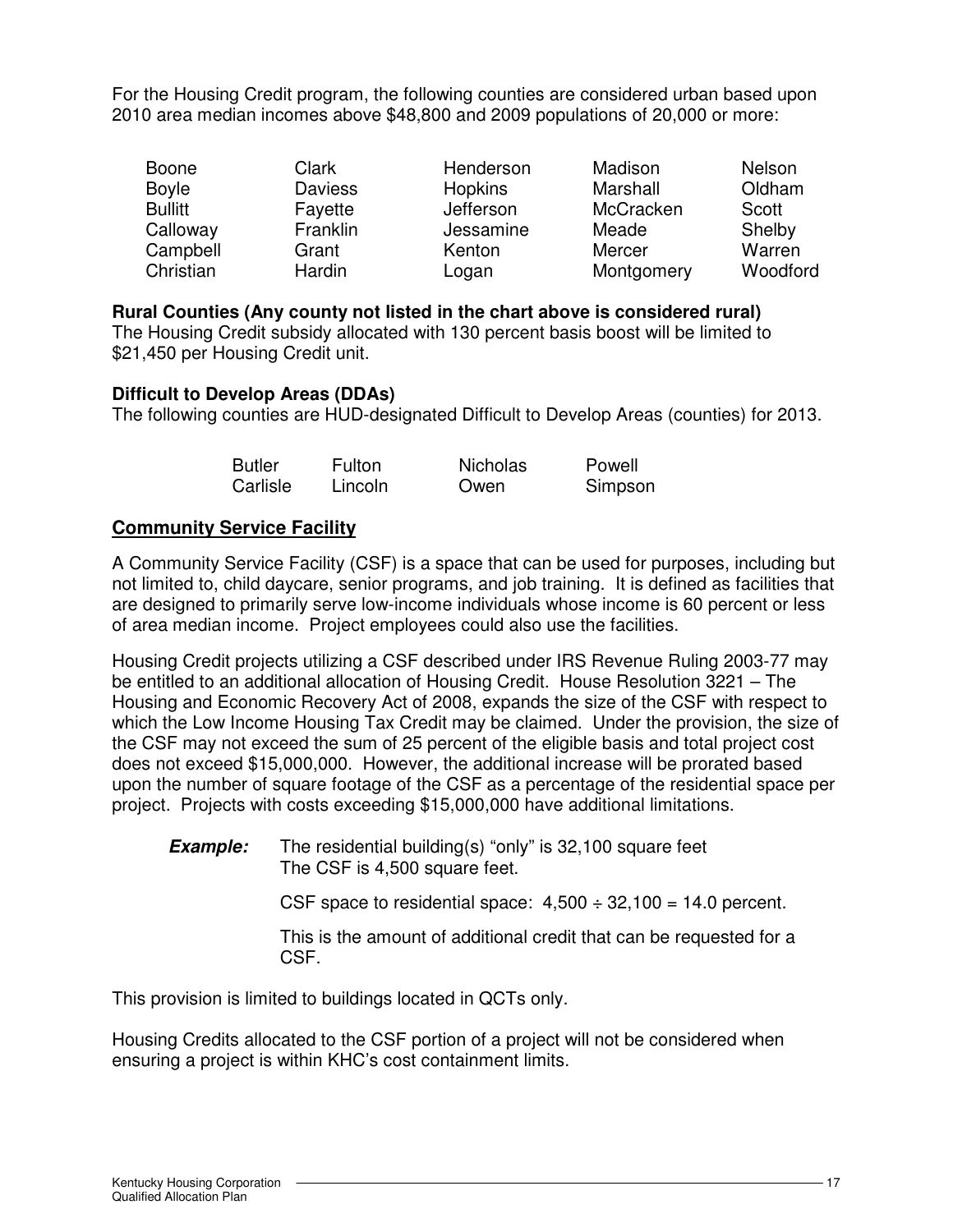For the Housing Credit program, the following counties are considered urban based upon 2010 area median incomes above $48,800 and 2009 populations of 20,000 or more:

| | | | | |
|---|---|---|---|---|
| Boone | Clark | Henderson | Madison | Nelson |
| Boyle | Daviess | Hopkins | Marshall | Oldham |
| Bullitt | Fayette | Jefferson | McCracken | Scott |
| Calloway | Franklin | Jessamine | Meade | Shelby |
| Campbell | Grant | Kenton | Mercer | Warren |
| Christian | Hardin | Logan | Montgomery | Woodford |

**Rural Counties (Any county not listed in the chart above is considered rural)**
The Housing Credit subsidy allocated with 130 percent basis boost will be limited to $21,450 per Housing Credit unit.

**Difficult to Develop Areas (DDAs)**
The following counties are HUD-designated Difficult to Develop Areas (counties) for 2013.

| | | | |
|---|---|---|---|
| Butler | Fulton | Nicholas | Powell |
| Carlisle | Lincoln | Owen | Simpson |

## Community Service Facility

A Community Service Facility (CSF) is a space that can be used for purposes, including but not limited to, child daycare, senior programs, and job training. It is defined as facilities that are designed to primarily serve low-income individuals whose income is 60 percent or less of area median income. Project employees could also use the facilities.

Housing Credit projects utilizing a CSF described under IRS Revenue Ruling 2003-77 may be entitled to an additional allocation of Housing Credit. House Resolution 3221 – The Housing and Economic Recovery Act of 2008, expands the size of the CSF with respect to which the Low Income Housing Tax Credit may be claimed. Under the provision, the size of the CSF may not exceed the sum of 25 percent of the eligible basis and total project cost does not exceed $15,000,000. However, the additional increase will be prorated based upon the number of square footage of the CSF as a percentage of the residential space per project. Projects with costs exceeding $15,000,000 have additional limitations.

***Example:*** The residential building(s) "only" is 32,100 square feet
The CSF is 4,500 square feet.

CSF space to residential space: 4,500 ÷ 32,100 = 14.0 percent.

This is the amount of additional credit that can be requested for a CSF.

This provision is limited to buildings located in QCTs only.

Housing Credits allocated to the CSF portion of a project will not be considered when ensuring a project is within KHC's cost containment limits.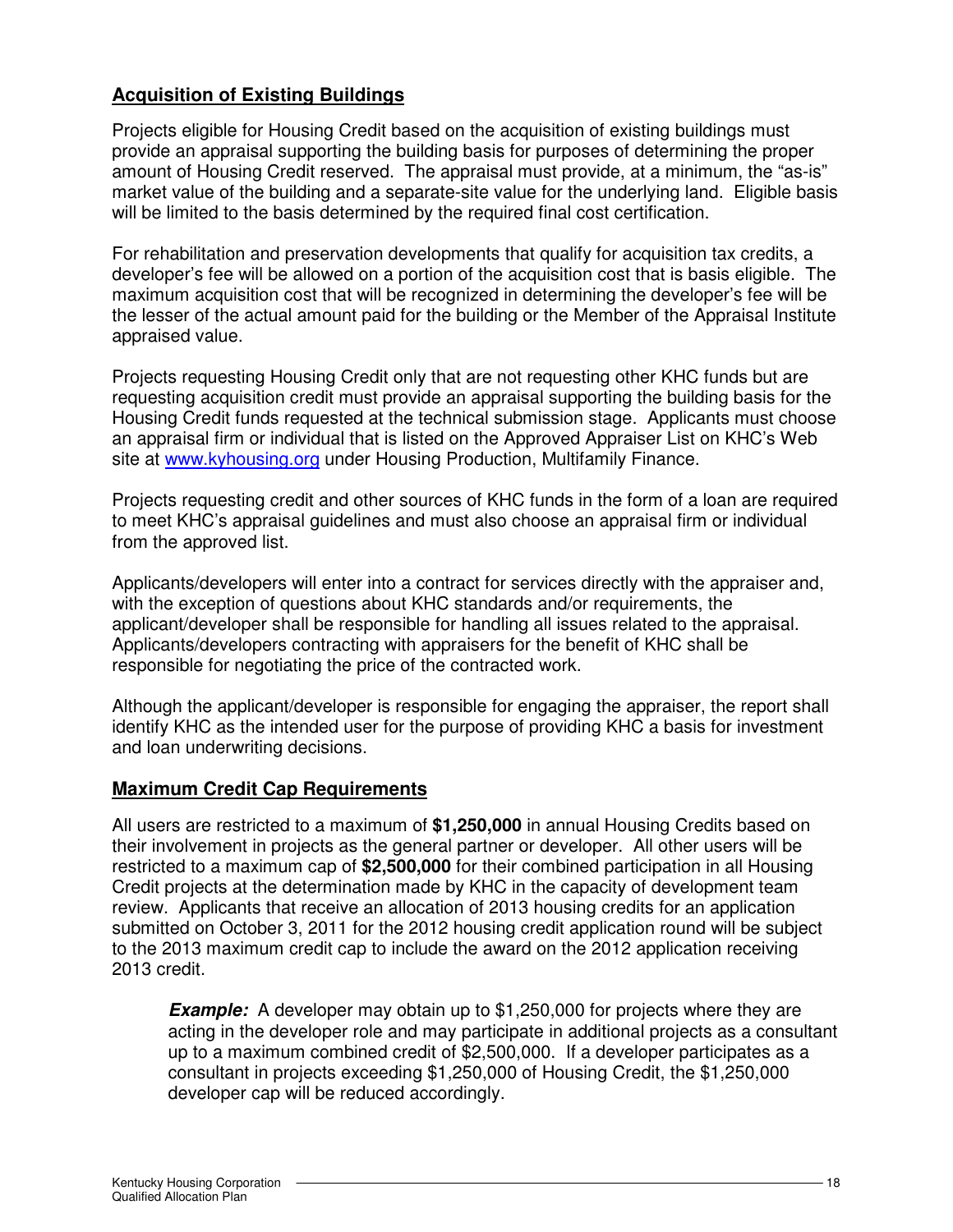## Acquisition of Existing Buildings

Projects eligible for Housing Credit based on the acquisition of existing buildings must provide an appraisal supporting the building basis for purposes of determining the proper amount of Housing Credit reserved. The appraisal must provide, at a minimum, the "as-is" market value of the building and a separate-site value for the underlying land. Eligible basis will be limited to the basis determined by the required final cost certification.

For rehabilitation and preservation developments that qualify for acquisition tax credits, a developer's fee will be allowed on a portion of the acquisition cost that is basis eligible. The maximum acquisition cost that will be recognized in determining the developer's fee will be the lesser of the actual amount paid for the building or the Member of the Appraisal Institute appraised value.

Projects requesting Housing Credit only that are not requesting other KHC funds but are requesting acquisition credit must provide an appraisal supporting the building basis for the Housing Credit funds requested at the technical submission stage. Applicants must choose an appraisal firm or individual that is listed on the Approved Appraiser List on KHC's Web site at [www.kyhousing.org](http://www.kyhousing.org) under Housing Production, Multifamily Finance.

Projects requesting credit and other sources of KHC funds in the form of a loan are required to meet KHC's appraisal guidelines and must also choose an appraisal firm or individual from the approved list.

Applicants/developers will enter into a contract for services directly with the appraiser and, with the exception of questions about KHC standards and/or requirements, the applicant/developer shall be responsible for handling all issues related to the appraisal. Applicants/developers contracting with appraisers for the benefit of KHC shall be responsible for negotiating the price of the contracted work.

Although the applicant/developer is responsible for engaging the appraiser, the report shall identify KHC as the intended user for the purpose of providing KHC a basis for investment and loan underwriting decisions.

## Maximum Credit Cap Requirements

All users are restricted to a maximum of **$1,250,000** in annual Housing Credits based on their involvement in projects as the general partner or developer. All other users will be restricted to a maximum cap of **$2,500,000** for their combined participation in all Housing Credit projects at the determination made by KHC in the capacity of development team review. Applicants that receive an allocation of 2013 housing credits for an application submitted on October 3, 2011 for the 2012 housing credit application round will be subject to the 2013 maximum credit cap to include the award on the 2012 application receiving 2013 credit.

> ***Example:*** A developer may obtain up to $1,250,000 for projects where they are acting in the developer role and may participate in additional projects as a consultant up to a maximum combined credit of $2,500,000. If a developer participates as a consultant in projects exceeding $1,250,000 of Housing Credit, the $1,250,000 developer cap will be reduced accordingly.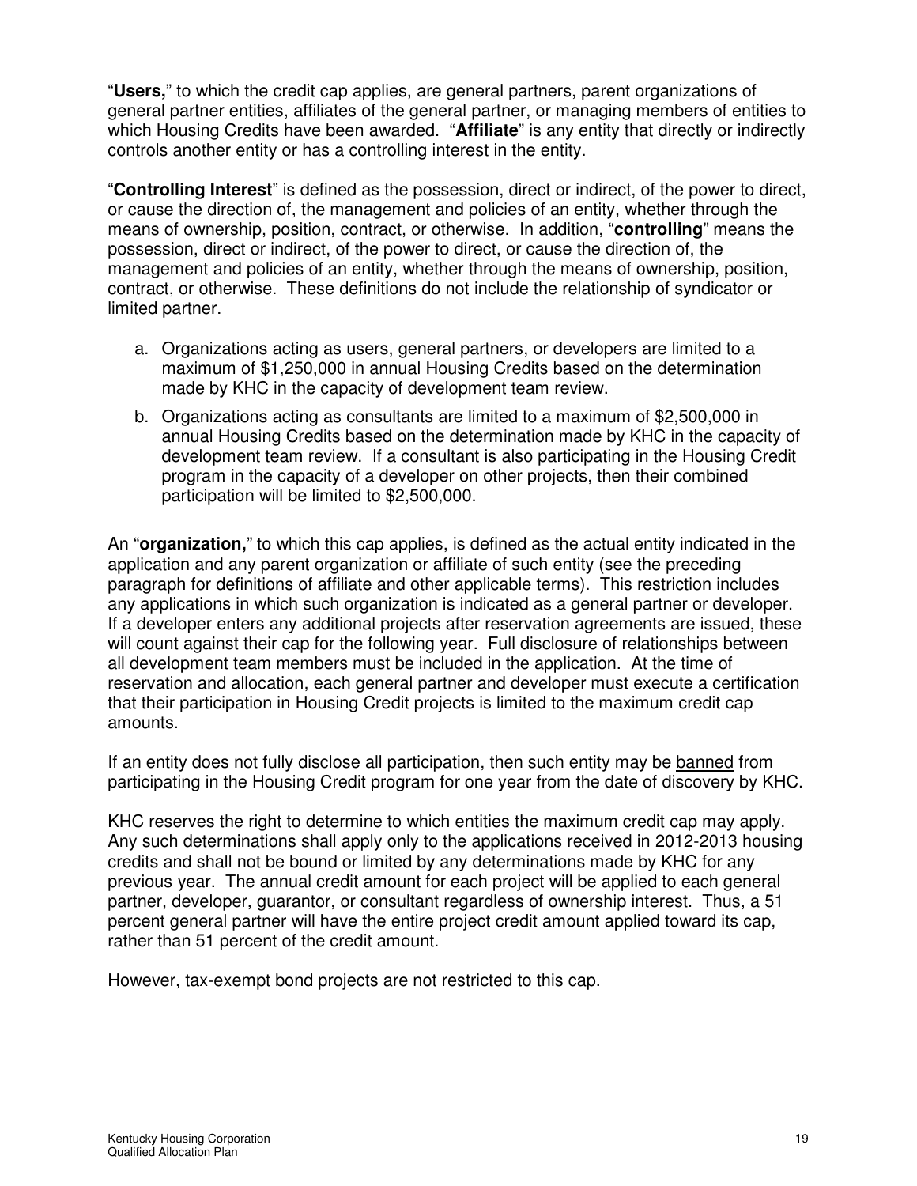"**Users,**" to which the credit cap applies, are general partners, parent organizations of general partner entities, affiliates of the general partner, or managing members of entities to which Housing Credits have been awarded. "**Affiliate**" is any entity that directly or indirectly controls another entity or has a controlling interest in the entity.

"**Controlling Interest**" is defined as the possession, direct or indirect, of the power to direct, or cause the direction of, the management and policies of an entity, whether through the means of ownership, position, contract, or otherwise. In addition, "**controlling**" means the possession, direct or indirect, of the power to direct, or cause the direction of, the management and policies of an entity, whether through the means of ownership, position, contract, or otherwise. These definitions do not include the relationship of syndicator or limited partner.

a. Organizations acting as users, general partners, or developers are limited to a maximum of $1,250,000 in annual Housing Credits based on the determination made by KHC in the capacity of development team review.

b. Organizations acting as consultants are limited to a maximum of $2,500,000 in annual Housing Credits based on the determination made by KHC in the capacity of development team review. If a consultant is also participating in the Housing Credit program in the capacity of a developer on other projects, then their combined participation will be limited to $2,500,000.

An "**organization,**" to which this cap applies, is defined as the actual entity indicated in the application and any parent organization or affiliate of such entity (see the preceding paragraph for definitions of affiliate and other applicable terms). This restriction includes any applications in which such organization is indicated as a general partner or developer. If a developer enters any additional projects after reservation agreements are issued, these will count against their cap for the following year. Full disclosure of relationships between all development team members must be included in the application. At the time of reservation and allocation, each general partner and developer must execute a certification that their participation in Housing Credit projects is limited to the maximum credit cap amounts.

If an entity does not fully disclose all participation, then such entity may be banned from participating in the Housing Credit program for one year from the date of discovery by KHC.

KHC reserves the right to determine to which entities the maximum credit cap may apply. Any such determinations shall apply only to the applications received in 2012-2013 housing credits and shall not be bound or limited by any determinations made by KHC for any previous year. The annual credit amount for each project will be applied to each general partner, developer, guarantor, or consultant regardless of ownership interest. Thus, a 51 percent general partner will have the entire project credit amount applied toward its cap, rather than 51 percent of the credit amount.

However, tax-exempt bond projects are not restricted to this cap.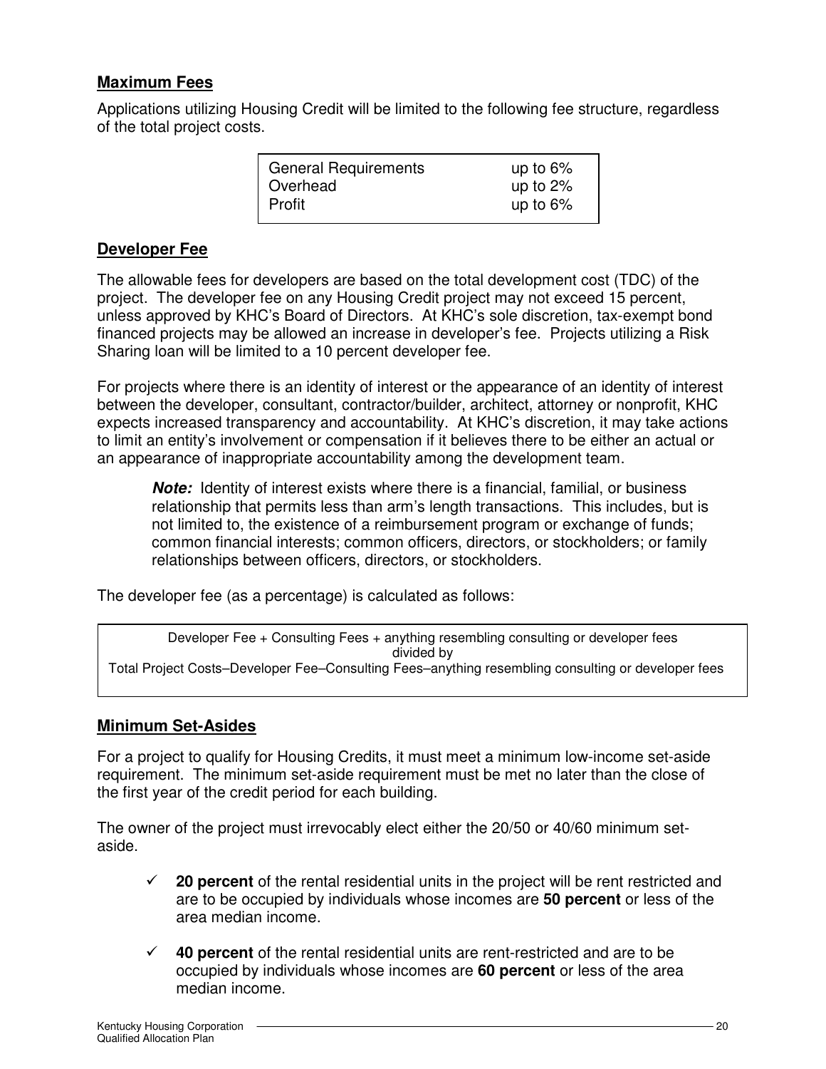## Maximum Fees

Applications utilizing Housing Credit will be limited to the following fee structure, regardless of the total project costs.

| | |
|---|---|
| General Requirements | up to 6% |
| Overhead | up to 2% |
| Profit | up to 6% |

## Developer Fee

The allowable fees for developers are based on the total development cost (TDC) of the project. The developer fee on any Housing Credit project may not exceed 15 percent, unless approved by KHC's Board of Directors. At KHC's sole discretion, tax-exempt bond financed projects may be allowed an increase in developer's fee. Projects utilizing a Risk Sharing loan will be limited to a 10 percent developer fee.

For projects where there is an identity of interest or the appearance of an identity of interest between the developer, consultant, contractor/builder, architect, attorney or nonprofit, KHC expects increased transparency and accountability. At KHC's discretion, it may take actions to limit an entity's involvement or compensation if it believes there to be either an actual or an appearance of inappropriate accountability among the development team.

> ***Note:*** Identity of interest exists where there is a financial, familial, or business relationship that permits less than arm's length transactions. This includes, but is not limited to, the existence of a reimbursement program or exchange of funds; common financial interests; common officers, directors, or stockholders; or family relationships between officers, directors, or stockholders.

The developer fee (as a percentage) is calculated as follows:

> Developer Fee + Consulting Fees + anything resembling consulting or developer fees
> divided by
> Total Project Costs–Developer Fee–Consulting Fees–anything resembling consulting or developer fees

## Minimum Set-Asides

For a project to qualify for Housing Credits, it must meet a minimum low-income set-aside requirement. The minimum set-aside requirement must be met no later than the close of the first year of the credit period for each building.

The owner of the project must irrevocably elect either the 20/50 or 40/60 minimum set-aside.

- ✓ **20 percent** of the rental residential units in the project will be rent restricted and are to be occupied by individuals whose incomes are **50 percent** or less of the area median income.
- ✓ **40 percent** of the rental residential units are rent-restricted and are to be occupied by individuals whose incomes are **60 percent** or less of the area median income.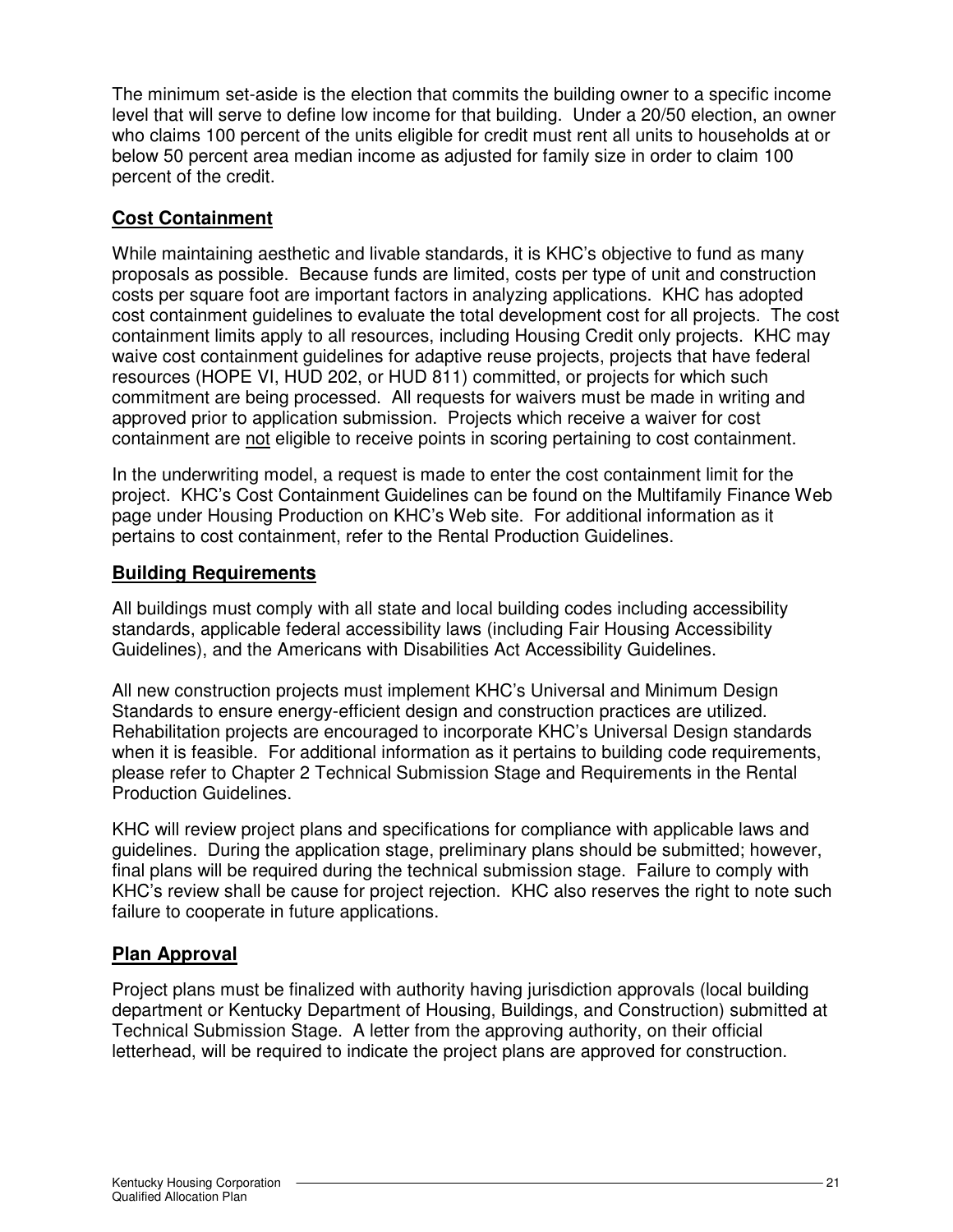The minimum set-aside is the election that commits the building owner to a specific income level that will serve to define low income for that building. Under a 20/50 election, an owner who claims 100 percent of the units eligible for credit must rent all units to households at or below 50 percent area median income as adjusted for family size in order to claim 100 percent of the credit.

## **Cost Containment**

While maintaining aesthetic and livable standards, it is KHC's objective to fund as many proposals as possible. Because funds are limited, costs per type of unit and construction costs per square foot are important factors in analyzing applications. KHC has adopted cost containment guidelines to evaluate the total development cost for all projects. The cost containment limits apply to all resources, including Housing Credit only projects. KHC may waive cost containment guidelines for adaptive reuse projects, projects that have federal resources (HOPE VI, HUD 202, or HUD 811) committed, or projects for which such commitment are being processed. All requests for waivers must be made in writing and approved prior to application submission. Projects which receive a waiver for cost containment are not eligible to receive points in scoring pertaining to cost containment.

In the underwriting model, a request is made to enter the cost containment limit for the project. KHC's Cost Containment Guidelines can be found on the Multifamily Finance Web page under Housing Production on KHC's Web site. For additional information as it pertains to cost containment, refer to the Rental Production Guidelines.

## **Building Requirements**

All buildings must comply with all state and local building codes including accessibility standards, applicable federal accessibility laws (including Fair Housing Accessibility Guidelines), and the Americans with Disabilities Act Accessibility Guidelines.

All new construction projects must implement KHC's Universal and Minimum Design Standards to ensure energy-efficient design and construction practices are utilized. Rehabilitation projects are encouraged to incorporate KHC's Universal Design standards when it is feasible. For additional information as it pertains to building code requirements, please refer to Chapter 2 Technical Submission Stage and Requirements in the Rental Production Guidelines.

KHC will review project plans and specifications for compliance with applicable laws and guidelines. During the application stage, preliminary plans should be submitted; however, final plans will be required during the technical submission stage. Failure to comply with KHC's review shall be cause for project rejection. KHC also reserves the right to note such failure to cooperate in future applications.

## **Plan Approval**

Project plans must be finalized with authority having jurisdiction approvals (local building department or Kentucky Department of Housing, Buildings, and Construction) submitted at Technical Submission Stage. A letter from the approving authority, on their official letterhead, will be required to indicate the project plans are approved for construction.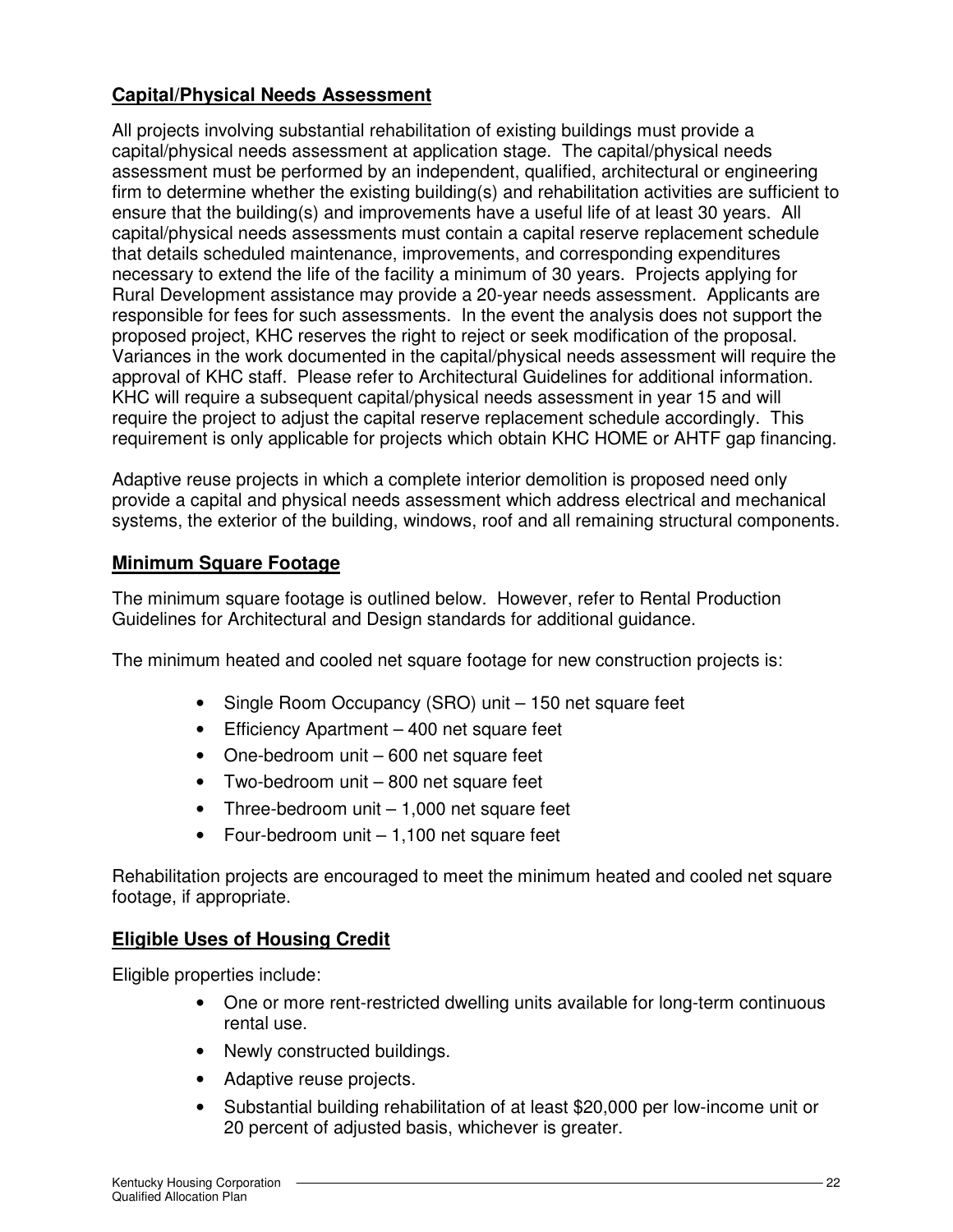## Capital/Physical Needs Assessment

All projects involving substantial rehabilitation of existing buildings must provide a capital/physical needs assessment at application stage. The capital/physical needs assessment must be performed by an independent, qualified, architectural or engineering firm to determine whether the existing building(s) and rehabilitation activities are sufficient to ensure that the building(s) and improvements have a useful life of at least 30 years. All capital/physical needs assessments must contain a capital reserve replacement schedule that details scheduled maintenance, improvements, and corresponding expenditures necessary to extend the life of the facility a minimum of 30 years. Projects applying for Rural Development assistance may provide a 20-year needs assessment. Applicants are responsible for fees for such assessments. In the event the analysis does not support the proposed project, KHC reserves the right to reject or seek modification of the proposal. Variances in the work documented in the capital/physical needs assessment will require the approval of KHC staff. Please refer to Architectural Guidelines for additional information. KHC will require a subsequent capital/physical needs assessment in year 15 and will require the project to adjust the capital reserve replacement schedule accordingly. This requirement is only applicable for projects which obtain KHC HOME or AHTF gap financing.

Adaptive reuse projects in which a complete interior demolition is proposed need only provide a capital and physical needs assessment which address electrical and mechanical systems, the exterior of the building, windows, roof and all remaining structural components.

## Minimum Square Footage

The minimum square footage is outlined below. However, refer to Rental Production Guidelines for Architectural and Design standards for additional guidance.

The minimum heated and cooled net square footage for new construction projects is:

- Single Room Occupancy (SRO) unit – 150 net square feet
- Efficiency Apartment – 400 net square feet
- One-bedroom unit – 600 net square feet
- Two-bedroom unit – 800 net square feet
- Three-bedroom unit – 1,000 net square feet
- Four-bedroom unit – 1,100 net square feet

Rehabilitation projects are encouraged to meet the minimum heated and cooled net square footage, if appropriate.

## Eligible Uses of Housing Credit

Eligible properties include:

- One or more rent-restricted dwelling units available for long-term continuous rental use.
- Newly constructed buildings.
- Adaptive reuse projects.
- Substantial building rehabilitation of at least $20,000 per low-income unit or 20 percent of adjusted basis, whichever is greater.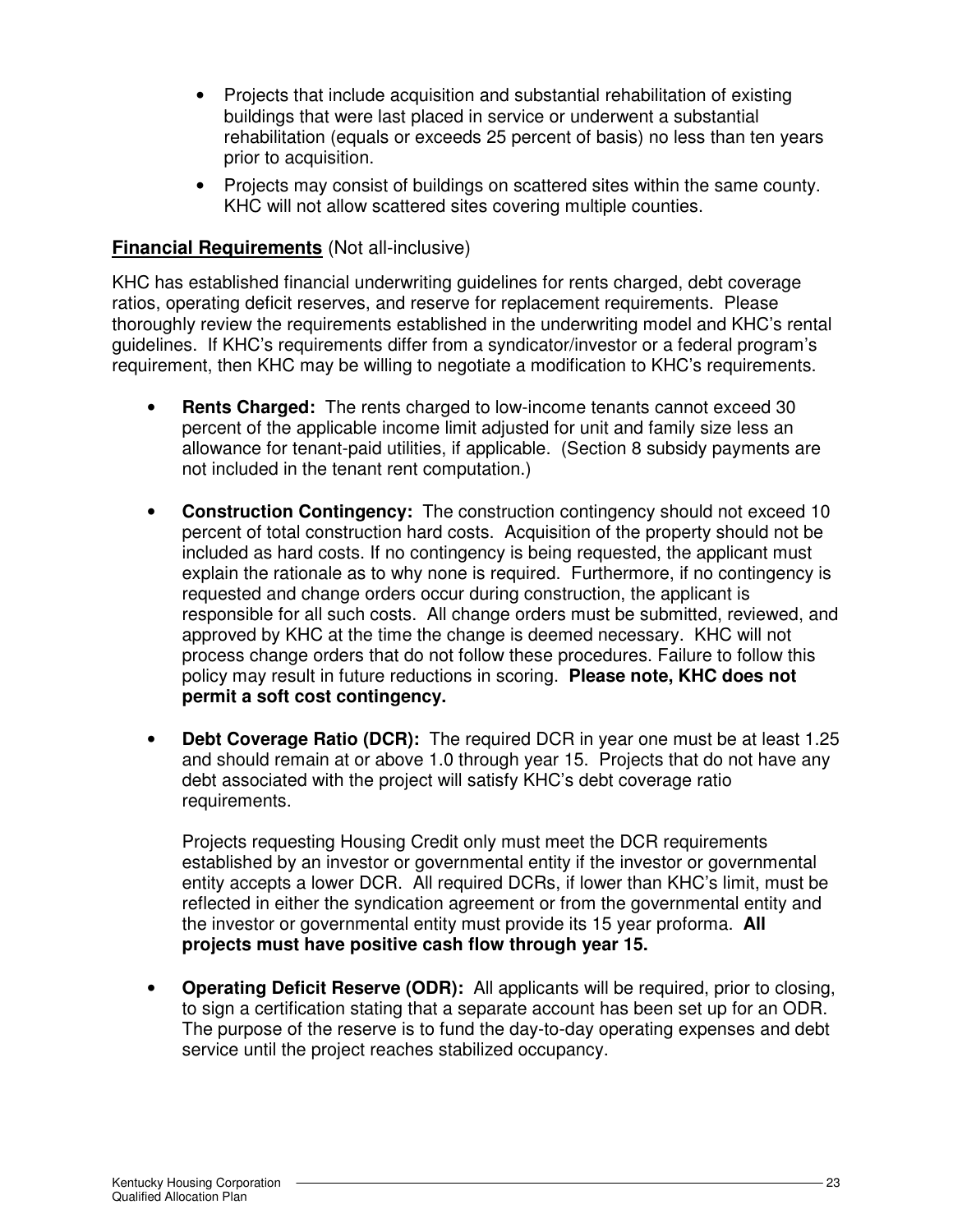- Projects that include acquisition and substantial rehabilitation of existing buildings that were last placed in service or underwent a substantial rehabilitation (equals or exceeds 25 percent of basis) no less than ten years prior to acquisition.
- Projects may consist of buildings on scattered sites within the same county. KHC will not allow scattered sites covering multiple counties.

## **Financial Requirements** (Not all-inclusive)

KHC has established financial underwriting guidelines for rents charged, debt coverage ratios, operating deficit reserves, and reserve for replacement requirements. Please thoroughly review the requirements established in the underwriting model and KHC's rental guidelines. If KHC's requirements differ from a syndicator/investor or a federal program's requirement, then KHC may be willing to negotiate a modification to KHC's requirements.

- **Rents Charged:** The rents charged to low-income tenants cannot exceed 30 percent of the applicable income limit adjusted for unit and family size less an allowance for tenant-paid utilities, if applicable. (Section 8 subsidy payments are not included in the tenant rent computation.)

- **Construction Contingency:** The construction contingency should not exceed 10 percent of total construction hard costs. Acquisition of the property should not be included as hard costs. If no contingency is being requested, the applicant must explain the rationale as to why none is required. Furthermore, if no contingency is requested and change orders occur during construction, the applicant is responsible for all such costs. All change orders must be submitted, reviewed, and approved by KHC at the time the change is deemed necessary. KHC will not process change orders that do not follow these procedures. Failure to follow this policy may result in future reductions in scoring. **Please note, KHC does not permit a soft cost contingency.**

- **Debt Coverage Ratio (DCR):** The required DCR in year one must be at least 1.25 and should remain at or above 1.0 through year 15. Projects that do not have any debt associated with the project will satisfy KHC's debt coverage ratio requirements.

  Projects requesting Housing Credit only must meet the DCR requirements established by an investor or governmental entity if the investor or governmental entity accepts a lower DCR. All required DCRs, if lower than KHC's limit, must be reflected in either the syndication agreement or from the governmental entity and the investor or governmental entity must provide its 15 year proforma. **All projects must have positive cash flow through year 15.**

- **Operating Deficit Reserve (ODR):** All applicants will be required, prior to closing, to sign a certification stating that a separate account has been set up for an ODR. The purpose of the reserve is to fund the day-to-day operating expenses and debt service until the project reaches stabilized occupancy.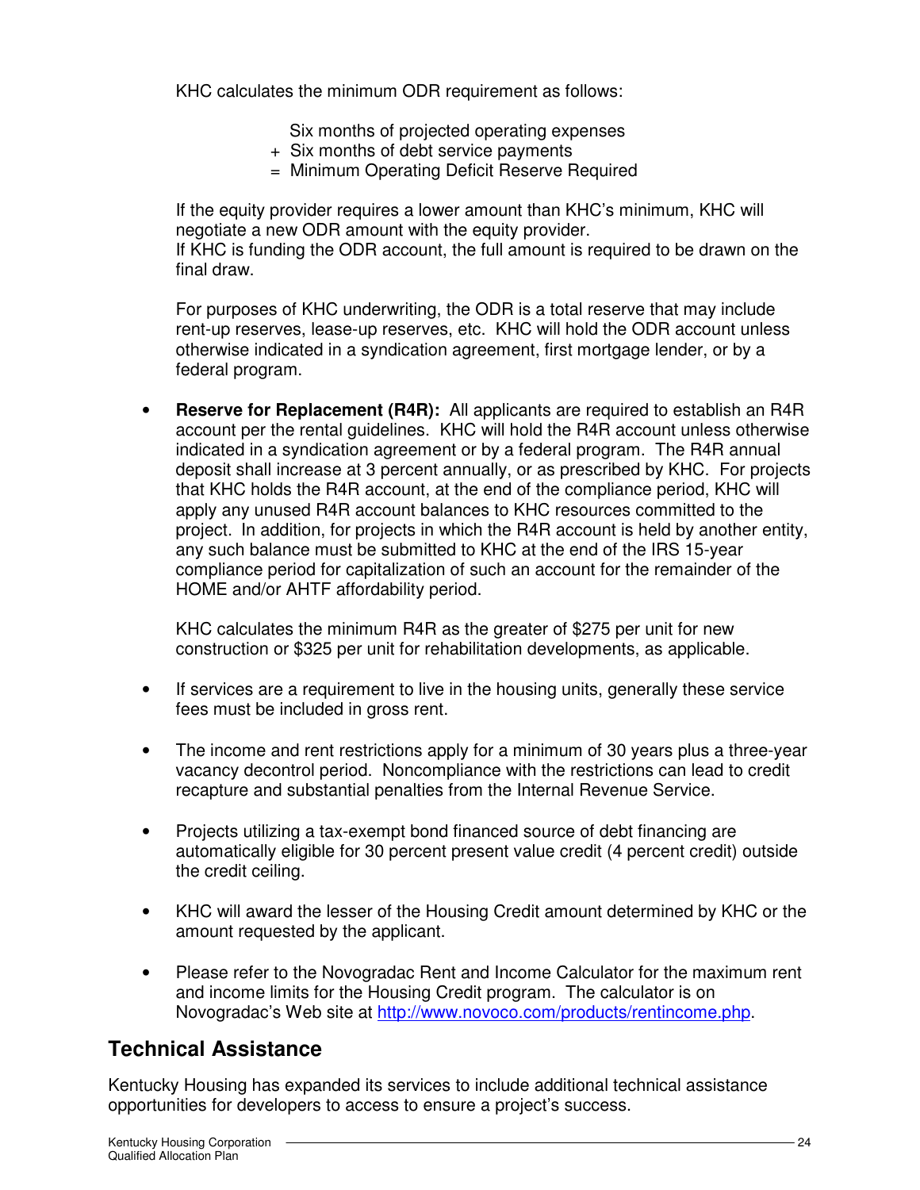KHC calculates the minimum ODR requirement as follows:

Six months of projected operating expenses
+ Six months of debt service payments
= Minimum Operating Deficit Reserve Required

If the equity provider requires a lower amount than KHC's minimum, KHC will negotiate a new ODR amount with the equity provider.
If KHC is funding the ODR account, the full amount is required to be drawn on the final draw.

For purposes of KHC underwriting, the ODR is a total reserve that may include rent-up reserves, lease-up reserves, etc. KHC will hold the ODR account unless otherwise indicated in a syndication agreement, first mortgage lender, or by a federal program.

- **Reserve for Replacement (R4R):** All applicants are required to establish an R4R account per the rental guidelines. KHC will hold the R4R account unless otherwise indicated in a syndication agreement or by a federal program. The R4R annual deposit shall increase at 3 percent annually, or as prescribed by KHC. For projects that KHC holds the R4R account, at the end of the compliance period, KHC will apply any unused R4R account balances to KHC resources committed to the project. In addition, for projects in which the R4R account is held by another entity, any such balance must be submitted to KHC at the end of the IRS 15-year compliance period for capitalization of such an account for the remainder of the HOME and/or AHTF affordability period.

  KHC calculates the minimum R4R as the greater of $275 per unit for new construction or $325 per unit for rehabilitation developments, as applicable.

- If services are a requirement to live in the housing units, generally these service fees must be included in gross rent.

- The income and rent restrictions apply for a minimum of 30 years plus a three-year vacancy decontrol period. Noncompliance with the restrictions can lead to credit recapture and substantial penalties from the Internal Revenue Service.

- Projects utilizing a tax-exempt bond financed source of debt financing are automatically eligible for 30 percent present value credit (4 percent credit) outside the credit ceiling.

- KHC will award the lesser of the Housing Credit amount determined by KHC or the amount requested by the applicant.

- Please refer to the Novogradac Rent and Income Calculator for the maximum rent and income limits for the Housing Credit program. The calculator is on Novogradac's Web site at http://www.novoco.com/products/rentincome.php.

## Technical Assistance

Kentucky Housing has expanded its services to include additional technical assistance opportunities for developers to access to ensure a project's success.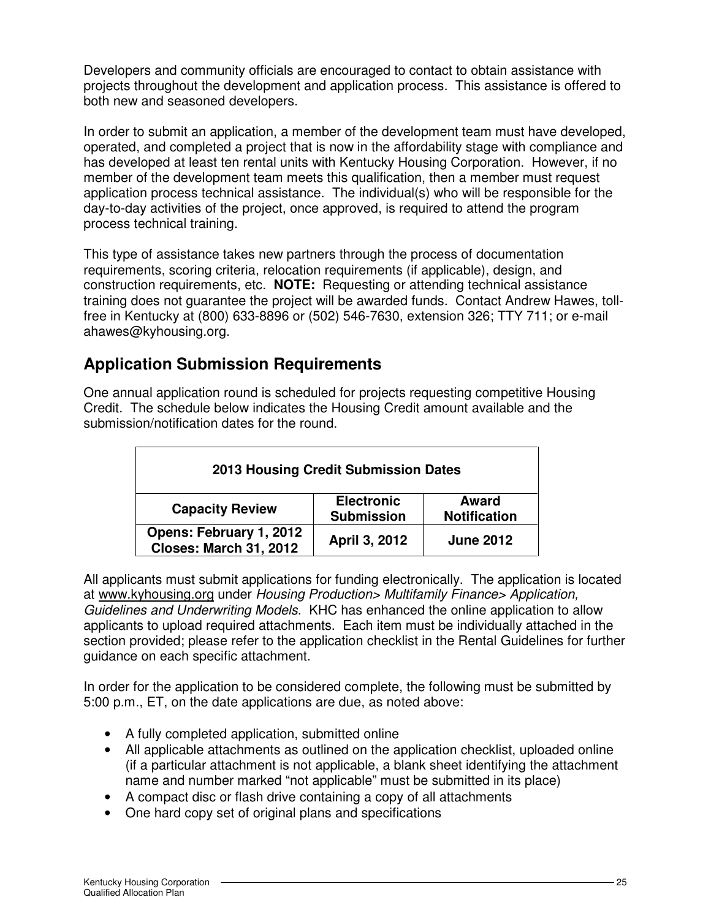Developers and community officials are encouraged to contact to obtain assistance with projects throughout the development and application process. This assistance is offered to both new and seasoned developers.

In order to submit an application, a member of the development team must have developed, operated, and completed a project that is now in the affordability stage with compliance and has developed at least ten rental units with Kentucky Housing Corporation. However, if no member of the development team meets this qualification, then a member must request application process technical assistance. The individual(s) who will be responsible for the day-to-day activities of the project, once approved, is required to attend the program process technical training.

This type of assistance takes new partners through the process of documentation requirements, scoring criteria, relocation requirements (if applicable), design, and construction requirements, etc. **NOTE:** Requesting or attending technical assistance training does not guarantee the project will be awarded funds. Contact Andrew Hawes, toll-free in Kentucky at (800) 633-8896 or (502) 546-7630, extension 326; TTY 711; or e-mail ahawes@kyhousing.org.

## Application Submission Requirements

One annual application round is scheduled for projects requesting competitive Housing Credit. The schedule below indicates the Housing Credit amount available and the submission/notification dates for the round.

| 2013 Housing Credit Submission Dates | | |
|---|---|---|
| **Capacity Review** | **Electronic Submission** | **Award Notification** |
| **Opens: February 1, 2012 Closes: March 31, 2012** | **April 3, 2012** | **June 2012** |

All applicants must submit applications for funding electronically. The application is located at www.kyhousing.org under *Housing Production> Multifamily Finance> Application, Guidelines and Underwriting Models*. KHC has enhanced the online application to allow applicants to upload required attachments. Each item must be individually attached in the section provided; please refer to the application checklist in the Rental Guidelines for further guidance on each specific attachment.

In order for the application to be considered complete, the following must be submitted by 5:00 p.m., ET, on the date applications are due, as noted above:

- A fully completed application, submitted online
- All applicable attachments as outlined on the application checklist, uploaded online (if a particular attachment is not applicable, a blank sheet identifying the attachment name and number marked "not applicable" must be submitted in its place)
- A compact disc or flash drive containing a copy of all attachments
- One hard copy set of original plans and specifications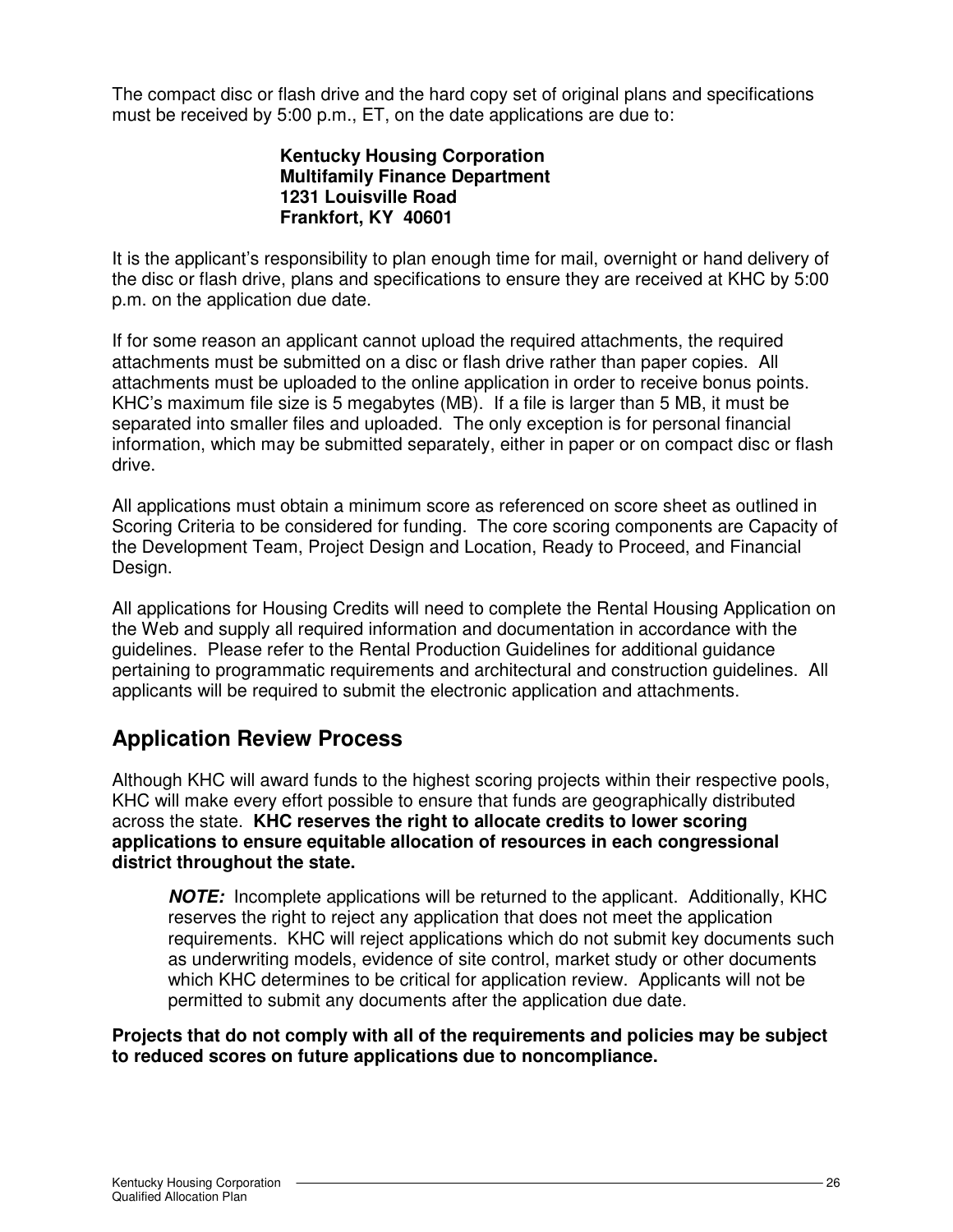The compact disc or flash drive and the hard copy set of original plans and specifications must be received by 5:00 p.m., ET, on the date applications are due to:

> **Kentucky Housing Corporation**
> **Multifamily Finance Department**
> **1231 Louisville Road**
> **Frankfort, KY 40601**

It is the applicant's responsibility to plan enough time for mail, overnight or hand delivery of the disc or flash drive, plans and specifications to ensure they are received at KHC by 5:00 p.m. on the application due date.

If for some reason an applicant cannot upload the required attachments, the required attachments must be submitted on a disc or flash drive rather than paper copies. All attachments must be uploaded to the online application in order to receive bonus points. KHC's maximum file size is 5 megabytes (MB). If a file is larger than 5 MB, it must be separated into smaller files and uploaded. The only exception is for personal financial information, which may be submitted separately, either in paper or on compact disc or flash drive.

All applications must obtain a minimum score as referenced on score sheet as outlined in Scoring Criteria to be considered for funding. The core scoring components are Capacity of the Development Team, Project Design and Location, Ready to Proceed, and Financial Design.

All applications for Housing Credits will need to complete the Rental Housing Application on the Web and supply all required information and documentation in accordance with the guidelines. Please refer to the Rental Production Guidelines for additional guidance pertaining to programmatic requirements and architectural and construction guidelines. All applicants will be required to submit the electronic application and attachments.

## Application Review Process

Although KHC will award funds to the highest scoring projects within their respective pools, KHC will make every effort possible to ensure that funds are geographically distributed across the state. **KHC reserves the right to allocate credits to lower scoring applications to ensure equitable allocation of resources in each congressional district throughout the state.**

> ***NOTE:*** Incomplete applications will be returned to the applicant. Additionally, KHC reserves the right to reject any application that does not meet the application requirements. KHC will reject applications which do not submit key documents such as underwriting models, evidence of site control, market study or other documents which KHC determines to be critical for application review. Applicants will not be permitted to submit any documents after the application due date.

**Projects that do not comply with all of the requirements and policies may be subject to reduced scores on future applications due to noncompliance.**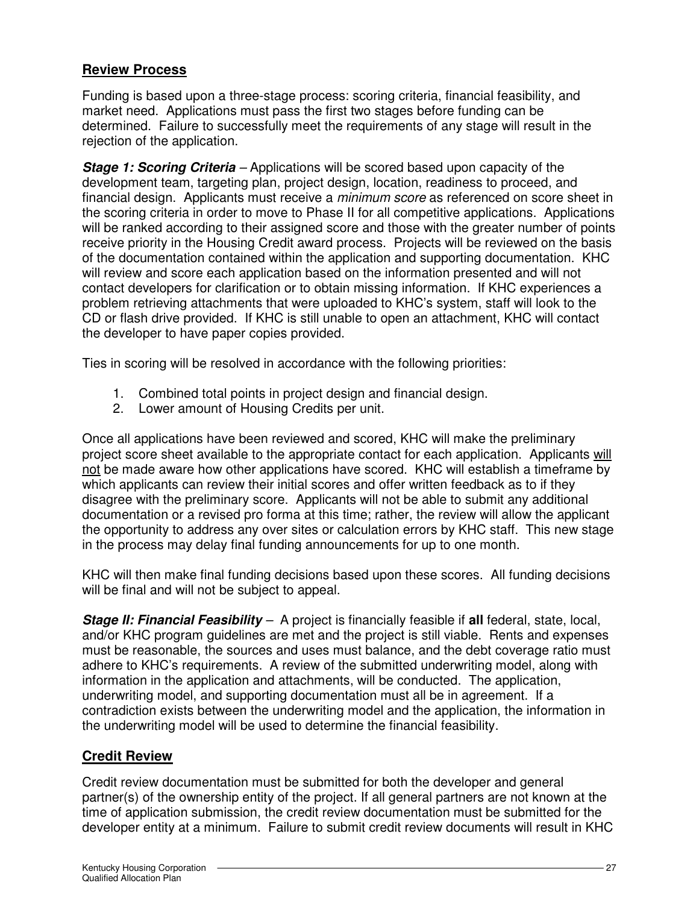## Review Process

Funding is based upon a three-stage process: scoring criteria, financial feasibility, and market need. Applications must pass the first two stages before funding can be determined. Failure to successfully meet the requirements of any stage will result in the rejection of the application.

***Stage 1: Scoring Criteria*** – Applications will be scored based upon capacity of the development team, targeting plan, project design, location, readiness to proceed, and financial design. Applicants must receive a *minimum score* as referenced on score sheet in the scoring criteria in order to move to Phase II for all competitive applications. Applications will be ranked according to their assigned score and those with the greater number of points receive priority in the Housing Credit award process. Projects will be reviewed on the basis of the documentation contained within the application and supporting documentation. KHC will review and score each application based on the information presented and will not contact developers for clarification or to obtain missing information. If KHC experiences a problem retrieving attachments that were uploaded to KHC's system, staff will look to the CD or flash drive provided. If KHC is still unable to open an attachment, KHC will contact the developer to have paper copies provided.

Ties in scoring will be resolved in accordance with the following priorities:

1. Combined total points in project design and financial design.
2. Lower amount of Housing Credits per unit.

Once all applications have been reviewed and scored, KHC will make the preliminary project score sheet available to the appropriate contact for each application. Applicants <u>will not</u> be made aware how other applications have scored. KHC will establish a timeframe by which applicants can review their initial scores and offer written feedback as to if they disagree with the preliminary score. Applicants will not be able to submit any additional documentation or a revised pro forma at this time; rather, the review will allow the applicant the opportunity to address any over sites or calculation errors by KHC staff. This new stage in the process may delay final funding announcements for up to one month.

KHC will then make final funding decisions based upon these scores. All funding decisions will be final and will not be subject to appeal.

***Stage II: Financial Feasibility*** – A project is financially feasible if **all** federal, state, local, and/or KHC program guidelines are met and the project is still viable. Rents and expenses must be reasonable, the sources and uses must balance, and the debt coverage ratio must adhere to KHC's requirements. A review of the submitted underwriting model, along with information in the application and attachments, will be conducted. The application, underwriting model, and supporting documentation must all be in agreement. If a contradiction exists between the underwriting model and the application, the information in the underwriting model will be used to determine the financial feasibility.

## Credit Review

Credit review documentation must be submitted for both the developer and general partner(s) of the ownership entity of the project. If all general partners are not known at the time of application submission, the credit review documentation must be submitted for the developer entity at a minimum. Failure to submit credit review documents will result in KHC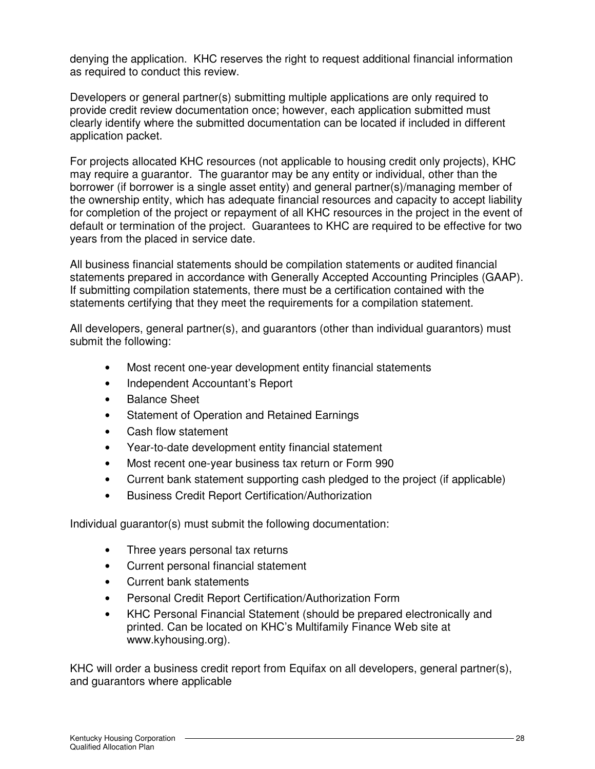denying the application. KHC reserves the right to request additional financial information as required to conduct this review.

Developers or general partner(s) submitting multiple applications are only required to provide credit review documentation once; however, each application submitted must clearly identify where the submitted documentation can be located if included in different application packet.

For projects allocated KHC resources (not applicable to housing credit only projects), KHC may require a guarantor. The guarantor may be any entity or individual, other than the borrower (if borrower is a single asset entity) and general partner(s)/managing member of the ownership entity, which has adequate financial resources and capacity to accept liability for completion of the project or repayment of all KHC resources in the project in the event of default or termination of the project. Guarantees to KHC are required to be effective for two years from the placed in service date.

All business financial statements should be compilation statements or audited financial statements prepared in accordance with Generally Accepted Accounting Principles (GAAP). If submitting compilation statements, there must be a certification contained with the statements certifying that they meet the requirements for a compilation statement.

All developers, general partner(s), and guarantors (other than individual guarantors) must submit the following:

- Most recent one-year development entity financial statements
- Independent Accountant's Report
- Balance Sheet
- Statement of Operation and Retained Earnings
- Cash flow statement
- Year-to-date development entity financial statement
- Most recent one-year business tax return or Form 990
- Current bank statement supporting cash pledged to the project (if applicable)
- Business Credit Report Certification/Authorization

Individual guarantor(s) must submit the following documentation:

- Three years personal tax returns
- Current personal financial statement
- Current bank statements
- Personal Credit Report Certification/Authorization Form
- KHC Personal Financial Statement (should be prepared electronically and printed. Can be located on KHC's Multifamily Finance Web site at www.kyhousing.org).

KHC will order a business credit report from Equifax on all developers, general partner(s), and guarantors where applicable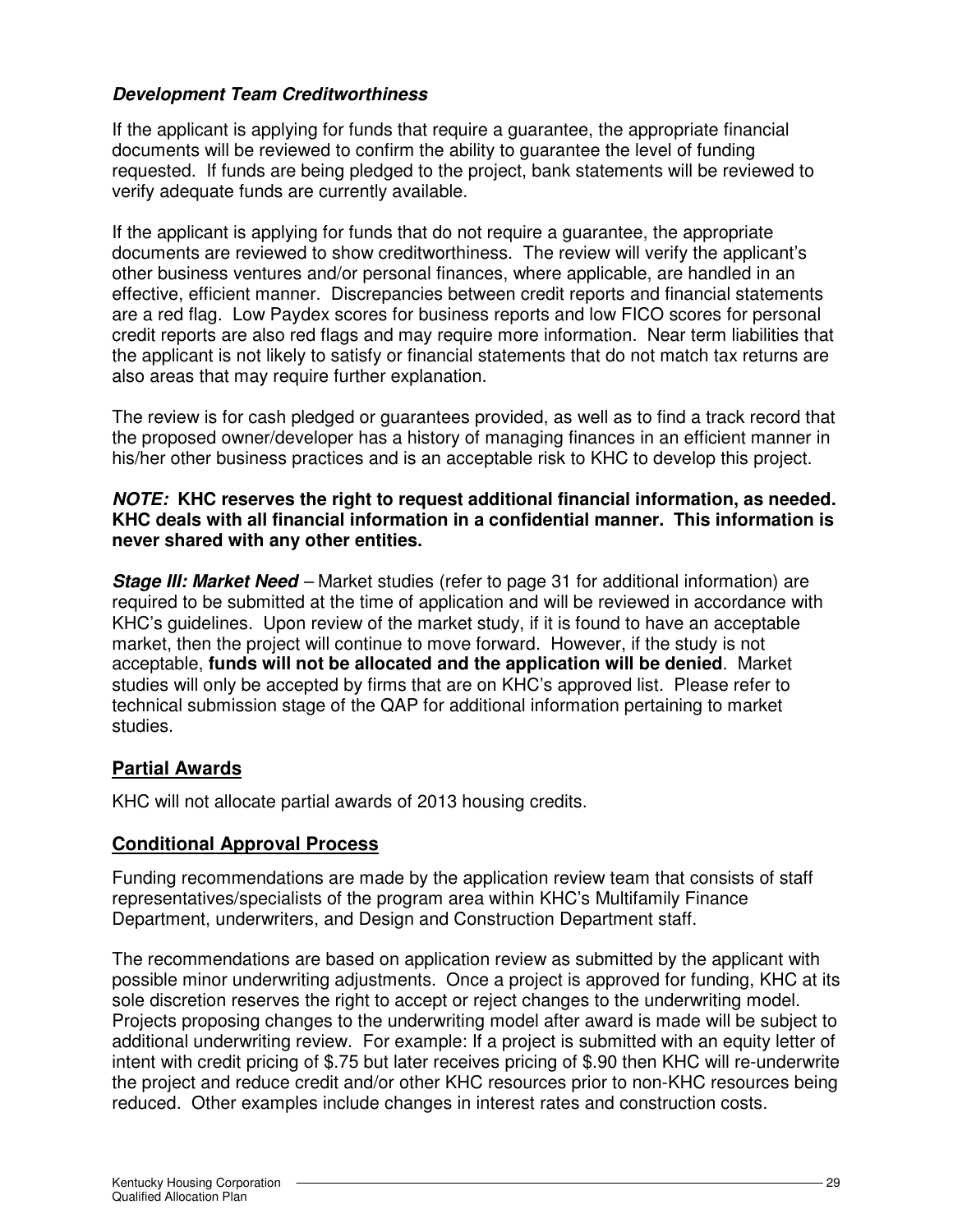***Development Team Creditworthiness***

If the applicant is applying for funds that require a guarantee, the appropriate financial documents will be reviewed to confirm the ability to guarantee the level of funding requested. If funds are being pledged to the project, bank statements will be reviewed to verify adequate funds are currently available.

If the applicant is applying for funds that do not require a guarantee, the appropriate documents are reviewed to show creditworthiness. The review will verify the applicant's other business ventures and/or personal finances, where applicable, are handled in an effective, efficient manner. Discrepancies between credit reports and financial statements are a red flag. Low Paydex scores for business reports and low FICO scores for personal credit reports are also red flags and may require more information. Near term liabilities that the applicant is not likely to satisfy or financial statements that do not match tax returns are also areas that may require further explanation.

The review is for cash pledged or guarantees provided, as well as to find a track record that the proposed owner/developer has a history of managing finances in an efficient manner in his/her other business practices and is an acceptable risk to KHC to develop this project.

***NOTE:*** **KHC reserves the right to request additional financial information, as needed. KHC deals with all financial information in a confidential manner. This information is never shared with any other entities.**

***Stage III: Market Need*** – Market studies (refer to page 31 for additional information) are required to be submitted at the time of application and will be reviewed in accordance with KHC's guidelines. Upon review of the market study, if it is found to have an acceptable market, then the project will continue to move forward. However, if the study is not acceptable, **funds will not be allocated and the application will be denied**. Market studies will only be accepted by firms that are on KHC's approved list. Please refer to technical submission stage of the QAP for additional information pertaining to market studies.

## Partial Awards

KHC will not allocate partial awards of 2013 housing credits.

## Conditional Approval Process

Funding recommendations are made by the application review team that consists of staff representatives/specialists of the program area within KHC's Multifamily Finance Department, underwriters, and Design and Construction Department staff.

The recommendations are based on application review as submitted by the applicant with possible minor underwriting adjustments. Once a project is approved for funding, KHC at its sole discretion reserves the right to accept or reject changes to the underwriting model. Projects proposing changes to the underwriting model after award is made will be subject to additional underwriting review. For example: If a project is submitted with an equity letter of intent with credit pricing of $.75 but later receives pricing of $.90 then KHC will re-underwrite the project and reduce credit and/or other KHC resources prior to non-KHC resources being reduced. Other examples include changes in interest rates and construction costs.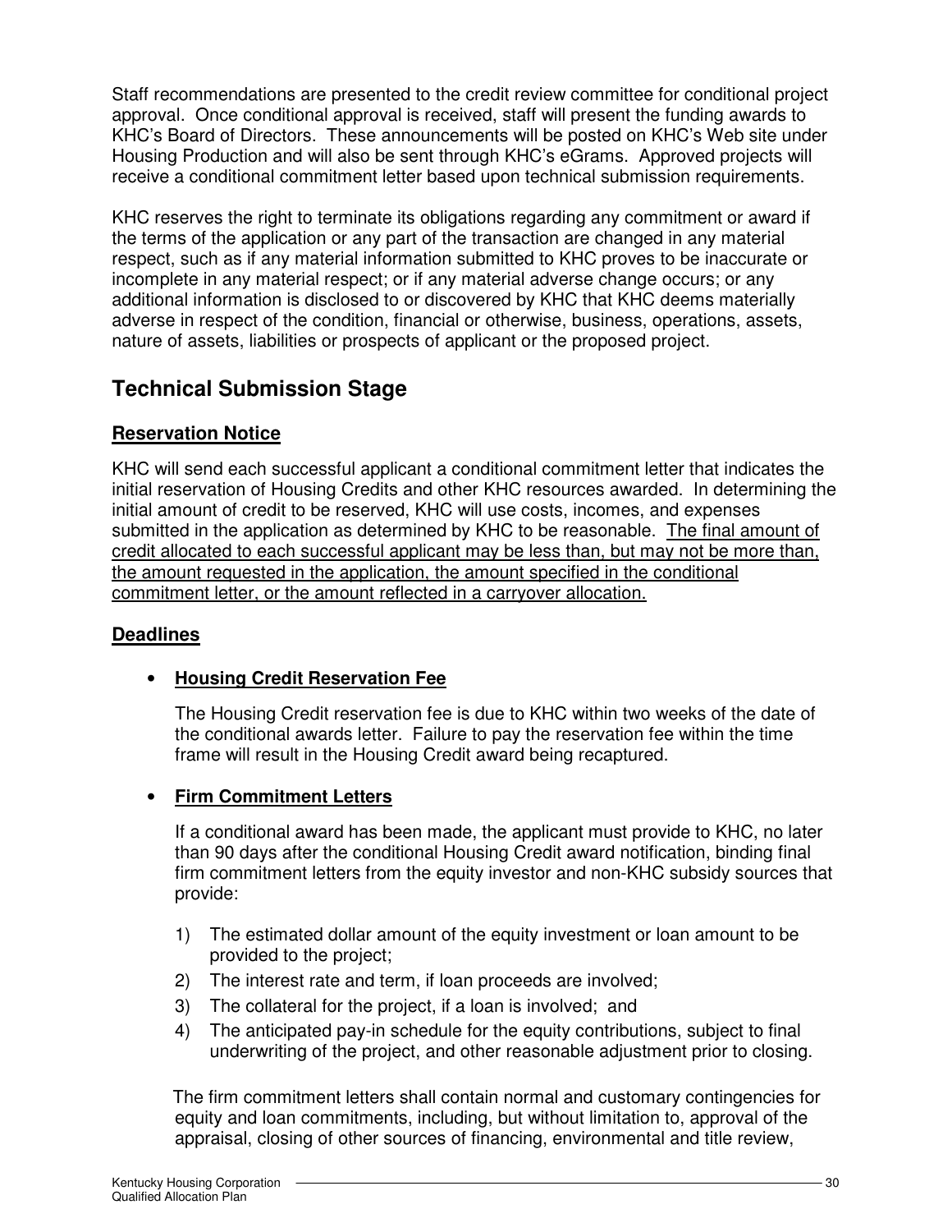Staff recommendations are presented to the credit review committee for conditional project approval. Once conditional approval is received, staff will present the funding awards to KHC's Board of Directors. These announcements will be posted on KHC's Web site under Housing Production and will also be sent through KHC's eGrams. Approved projects will receive a conditional commitment letter based upon technical submission requirements.

KHC reserves the right to terminate its obligations regarding any commitment or award if the terms of the application or any part of the transaction are changed in any material respect, such as if any material information submitted to KHC proves to be inaccurate or incomplete in any material respect; or if any material adverse change occurs; or any additional information is disclosed to or discovered by KHC that KHC deems materially adverse in respect of the condition, financial or otherwise, business, operations, assets, nature of assets, liabilities or prospects of applicant or the proposed project.

## Technical Submission Stage

**Reservation Notice**

KHC will send each successful applicant a conditional commitment letter that indicates the initial reservation of Housing Credits and other KHC resources awarded. In determining the initial amount of credit to be reserved, KHC will use costs, incomes, and expenses submitted in the application as determined by KHC to be reasonable. <u>The final amount of credit allocated to each successful applicant may be less than, but may not be more than, the amount requested in the application, the amount specified in the conditional commitment letter, or the amount reflected in a carryover allocation.</u>

**Deadlines**

- **Housing Credit Reservation Fee**

  The Housing Credit reservation fee is due to KHC within two weeks of the date of the conditional awards letter. Failure to pay the reservation fee within the time frame will result in the Housing Credit award being recaptured.

- **Firm Commitment Letters**

  If a conditional award has been made, the applicant must provide to KHC, no later than 90 days after the conditional Housing Credit award notification, binding final firm commitment letters from the equity investor and non-KHC subsidy sources that provide:

  1) The estimated dollar amount of the equity investment or loan amount to be provided to the project;
  2) The interest rate and term, if loan proceeds are involved;
  3) The collateral for the project, if a loan is involved; and
  4) The anticipated pay-in schedule for the equity contributions, subject to final underwriting of the project, and other reasonable adjustment prior to closing.

  The firm commitment letters shall contain normal and customary contingencies for equity and loan commitments, including, but without limitation to, approval of the appraisal, closing of other sources of financing, environmental and title review,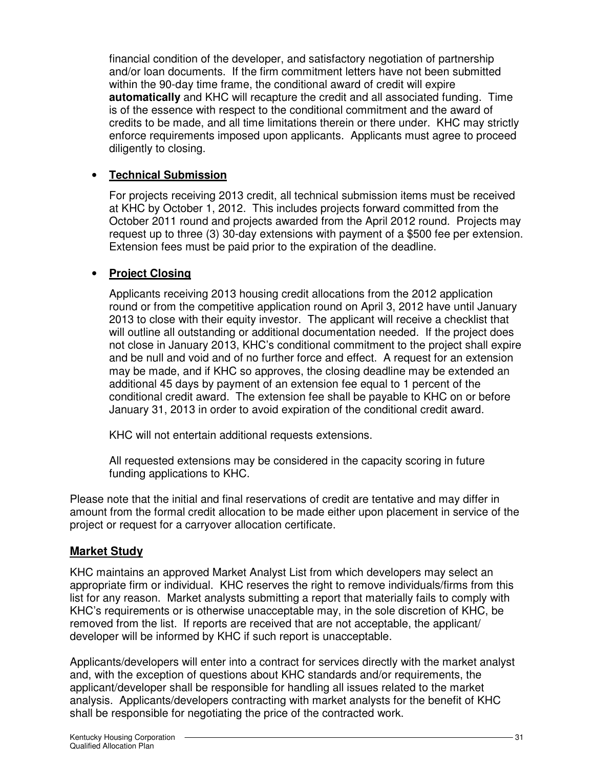financial condition of the developer, and satisfactory negotiation of partnership and/or loan documents. If the firm commitment letters have not been submitted within the 90-day time frame, the conditional award of credit will expire **automatically** and KHC will recapture the credit and all associated funding. Time is of the essence with respect to the conditional commitment and the award of credits to be made, and all time limitations therein or there under. KHC may strictly enforce requirements imposed upon applicants. Applicants must agree to proceed diligently to closing.

- **Technical Submission**

  For projects receiving 2013 credit, all technical submission items must be received at KHC by October 1, 2012. This includes projects forward committed from the October 2011 round and projects awarded from the April 2012 round. Projects may request up to three (3) 30-day extensions with payment of a $500 fee per extension. Extension fees must be paid prior to the expiration of the deadline.

- **Project Closing**

  Applicants receiving 2013 housing credit allocations from the 2012 application round or from the competitive application round on April 3, 2012 have until January 2013 to close with their equity investor. The applicant will receive a checklist that will outline all outstanding or additional documentation needed. If the project does not close in January 2013, KHC's conditional commitment to the project shall expire and be null and void and of no further force and effect. A request for an extension may be made, and if KHC so approves, the closing deadline may be extended an additional 45 days by payment of an extension fee equal to 1 percent of the conditional credit award. The extension fee shall be payable to KHC on or before January 31, 2013 in order to avoid expiration of the conditional credit award.

  KHC will not entertain additional requests extensions.

  All requested extensions may be considered in the capacity scoring in future funding applications to KHC.

Please note that the initial and final reservations of credit are tentative and may differ in amount from the formal credit allocation to be made either upon placement in service of the project or request for a carryover allocation certificate.

## Market Study

KHC maintains an approved Market Analyst List from which developers may select an appropriate firm or individual. KHC reserves the right to remove individuals/firms from this list for any reason. Market analysts submitting a report that materially fails to comply with KHC's requirements or is otherwise unacceptable may, in the sole discretion of KHC, be removed from the list. If reports are received that are not acceptable, the applicant/developer will be informed by KHC if such report is unacceptable.

Applicants/developers will enter into a contract for services directly with the market analyst and, with the exception of questions about KHC standards and/or requirements, the applicant/developer shall be responsible for handling all issues related to the market analysis. Applicants/developers contracting with market analysts for the benefit of KHC shall be responsible for negotiating the price of the contracted work.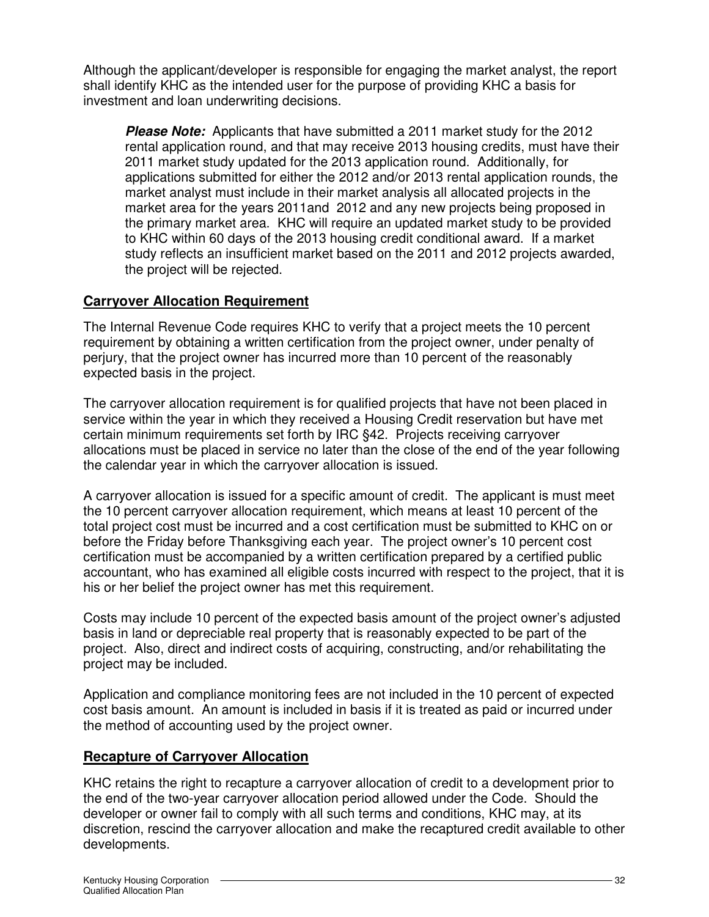Although the applicant/developer is responsible for engaging the market analyst, the report shall identify KHC as the intended user for the purpose of providing KHC a basis for investment and loan underwriting decisions.

> ***Please Note:*** Applicants that have submitted a 2011 market study for the 2012 rental application round, and that may receive 2013 housing credits, must have their 2011 market study updated for the 2013 application round. Additionally, for applications submitted for either the 2012 and/or 2013 rental application rounds, the market analyst must include in their market analysis all allocated projects in the market area for the years 2011and 2012 and any new projects being proposed in the primary market area. KHC will require an updated market study to be provided to KHC within 60 days of the 2013 housing credit conditional award. If a market study reflects an insufficient market based on the 2011 and 2012 projects awarded, the project will be rejected.

## Carryover Allocation Requirement

The Internal Revenue Code requires KHC to verify that a project meets the 10 percent requirement by obtaining a written certification from the project owner, under penalty of perjury, that the project owner has incurred more than 10 percent of the reasonably expected basis in the project.

The carryover allocation requirement is for qualified projects that have not been placed in service within the year in which they received a Housing Credit reservation but have met certain minimum requirements set forth by IRC §42. Projects receiving carryover allocations must be placed in service no later than the close of the end of the year following the calendar year in which the carryover allocation is issued.

A carryover allocation is issued for a specific amount of credit. The applicant is must meet the 10 percent carryover allocation requirement, which means at least 10 percent of the total project cost must be incurred and a cost certification must be submitted to KHC on or before the Friday before Thanksgiving each year. The project owner's 10 percent cost certification must be accompanied by a written certification prepared by a certified public accountant, who has examined all eligible costs incurred with respect to the project, that it is his or her belief the project owner has met this requirement.

Costs may include 10 percent of the expected basis amount of the project owner's adjusted basis in land or depreciable real property that is reasonably expected to be part of the project. Also, direct and indirect costs of acquiring, constructing, and/or rehabilitating the project may be included.

Application and compliance monitoring fees are not included in the 10 percent of expected cost basis amount. An amount is included in basis if it is treated as paid or incurred under the method of accounting used by the project owner.

## Recapture of Carryover Allocation

KHC retains the right to recapture a carryover allocation of credit to a development prior to the end of the two-year carryover allocation period allowed under the Code. Should the developer or owner fail to comply with all such terms and conditions, KHC may, at its discretion, rescind the carryover allocation and make the recaptured credit available to other developments.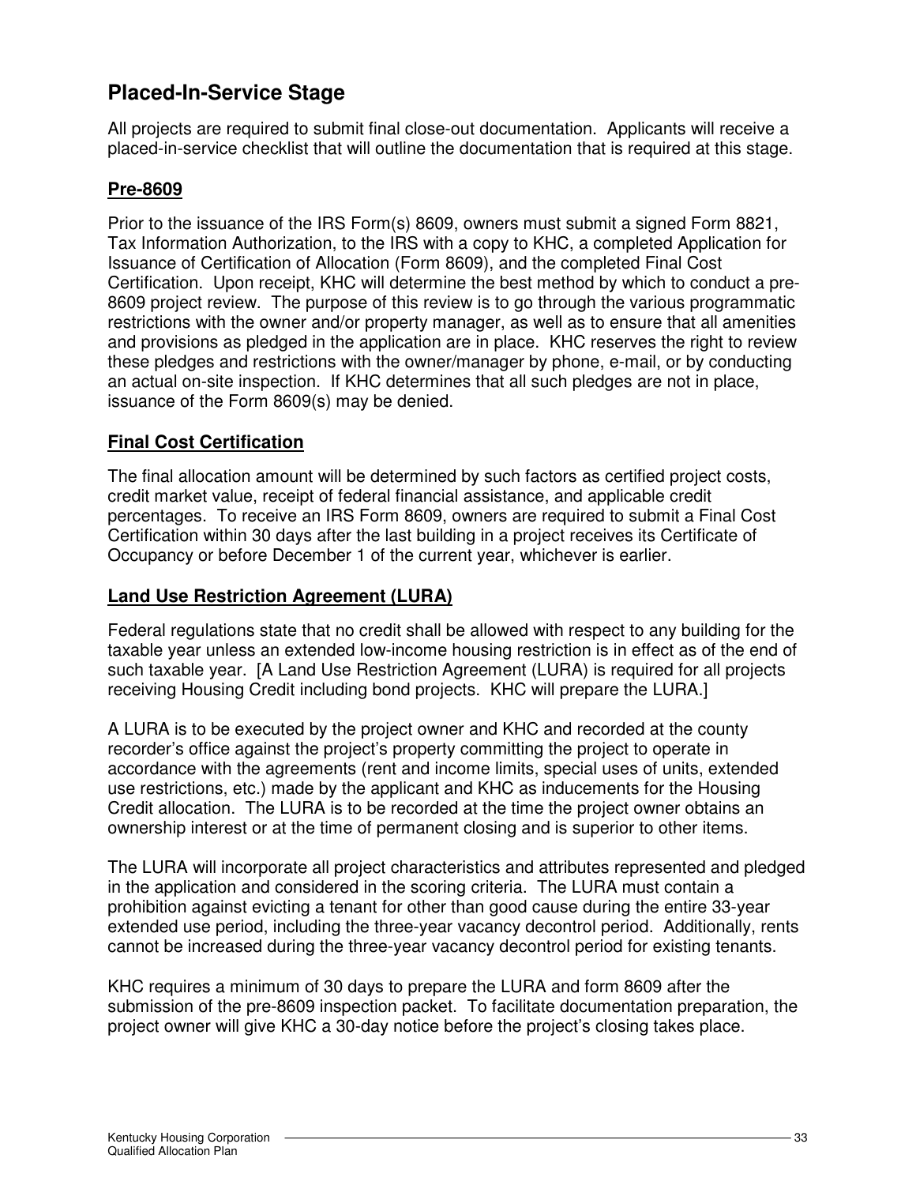## Placed-In-Service Stage

All projects are required to submit final close-out documentation. Applicants will receive a placed-in-service checklist that will outline the documentation that is required at this stage.

### Pre-8609

Prior to the issuance of the IRS Form(s) 8609, owners must submit a signed Form 8821, Tax Information Authorization, to the IRS with a copy to KHC, a completed Application for Issuance of Certification of Allocation (Form 8609), and the completed Final Cost Certification. Upon receipt, KHC will determine the best method by which to conduct a pre-8609 project review. The purpose of this review is to go through the various programmatic restrictions with the owner and/or property manager, as well as to ensure that all amenities and provisions as pledged in the application are in place. KHC reserves the right to review these pledges and restrictions with the owner/manager by phone, e-mail, or by conducting an actual on-site inspection. If KHC determines that all such pledges are not in place, issuance of the Form 8609(s) may be denied.

### Final Cost Certification

The final allocation amount will be determined by such factors as certified project costs, credit market value, receipt of federal financial assistance, and applicable credit percentages. To receive an IRS Form 8609, owners are required to submit a Final Cost Certification within 30 days after the last building in a project receives its Certificate of Occupancy or before December 1 of the current year, whichever is earlier.

### Land Use Restriction Agreement (LURA)

Federal regulations state that no credit shall be allowed with respect to any building for the taxable year unless an extended low-income housing restriction is in effect as of the end of such taxable year. [A Land Use Restriction Agreement (LURA) is required for all projects receiving Housing Credit including bond projects. KHC will prepare the LURA.]

A LURA is to be executed by the project owner and KHC and recorded at the county recorder's office against the project's property committing the project to operate in accordance with the agreements (rent and income limits, special uses of units, extended use restrictions, etc.) made by the applicant and KHC as inducements for the Housing Credit allocation. The LURA is to be recorded at the time the project owner obtains an ownership interest or at the time of permanent closing and is superior to other items.

The LURA will incorporate all project characteristics and attributes represented and pledged in the application and considered in the scoring criteria. The LURA must contain a prohibition against evicting a tenant for other than good cause during the entire 33-year extended use period, including the three-year vacancy decontrol period. Additionally, rents cannot be increased during the three-year vacancy decontrol period for existing tenants.

KHC requires a minimum of 30 days to prepare the LURA and form 8609 after the submission of the pre-8609 inspection packet. To facilitate documentation preparation, the project owner will give KHC a 30-day notice before the project's closing takes place.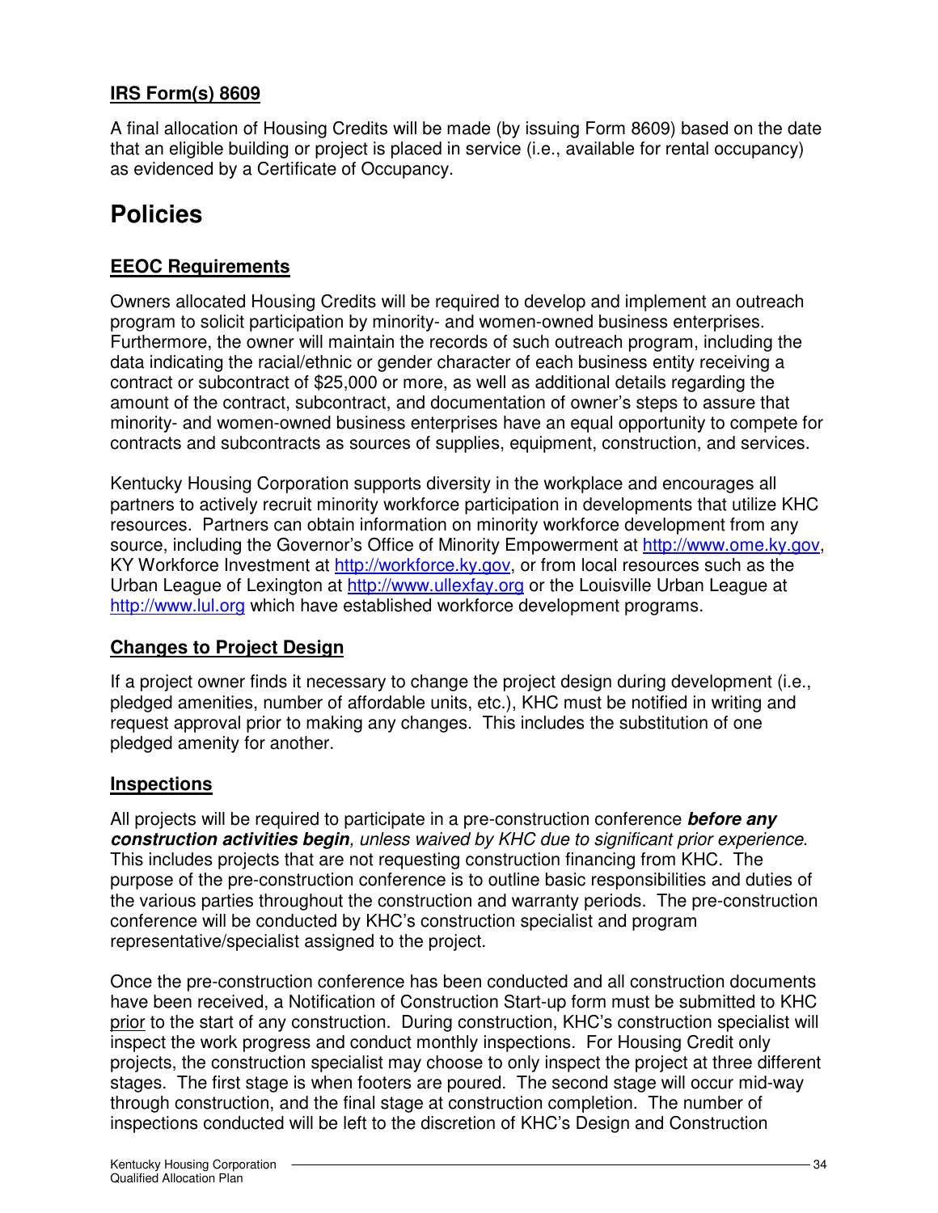**IRS Form(s) 8609**

A final allocation of Housing Credits will be made (by issuing Form 8609) based on the date that an eligible building or project is placed in service (i.e., available for rental occupancy) as evidenced by a Certificate of Occupancy.

# Policies

**EEOC Requirements**

Owners allocated Housing Credits will be required to develop and implement an outreach program to solicit participation by minority- and women-owned business enterprises. Furthermore, the owner will maintain the records of such outreach program, including the data indicating the racial/ethnic or gender character of each business entity receiving a contract or subcontract of $25,000 or more, as well as additional details regarding the amount of the contract, subcontract, and documentation of owner's steps to assure that minority- and women-owned business enterprises have an equal opportunity to compete for contracts and subcontracts as sources of supplies, equipment, construction, and services.

Kentucky Housing Corporation supports diversity in the workplace and encourages all partners to actively recruit minority workforce participation in developments that utilize KHC resources. Partners can obtain information on minority workforce development from any source, including the Governor's Office of Minority Empowerment at http://www.ome.ky.gov, KY Workforce Investment at http://workforce.ky.gov, or from local resources such as the Urban League of Lexington at http://www.ullexfay.org or the Louisville Urban League at http://www.lul.org which have established workforce development programs.

**Changes to Project Design**

If a project owner finds it necessary to change the project design during development (i.e., pledged amenities, number of affordable units, etc.), KHC must be notified in writing and request approval prior to making any changes. This includes the substitution of one pledged amenity for another.

**Inspections**

All projects will be required to participate in a pre-construction conference ***before any construction activities begin****, unless waived by KHC due to significant prior experience.* This includes projects that are not requesting construction financing from KHC. The purpose of the pre-construction conference is to outline basic responsibilities and duties of the various parties throughout the construction and warranty periods. The pre-construction conference will be conducted by KHC's construction specialist and program representative/specialist assigned to the project.

Once the pre-construction conference has been conducted and all construction documents have been received, a Notification of Construction Start-up form must be submitted to KHC prior to the start of any construction. During construction, KHC's construction specialist will inspect the work progress and conduct monthly inspections. For Housing Credit only projects, the construction specialist may choose to only inspect the project at three different stages. The first stage is when footers are poured. The second stage will occur mid-way through construction, and the final stage at construction completion. The number of inspections conducted will be left to the discretion of KHC's Design and Construction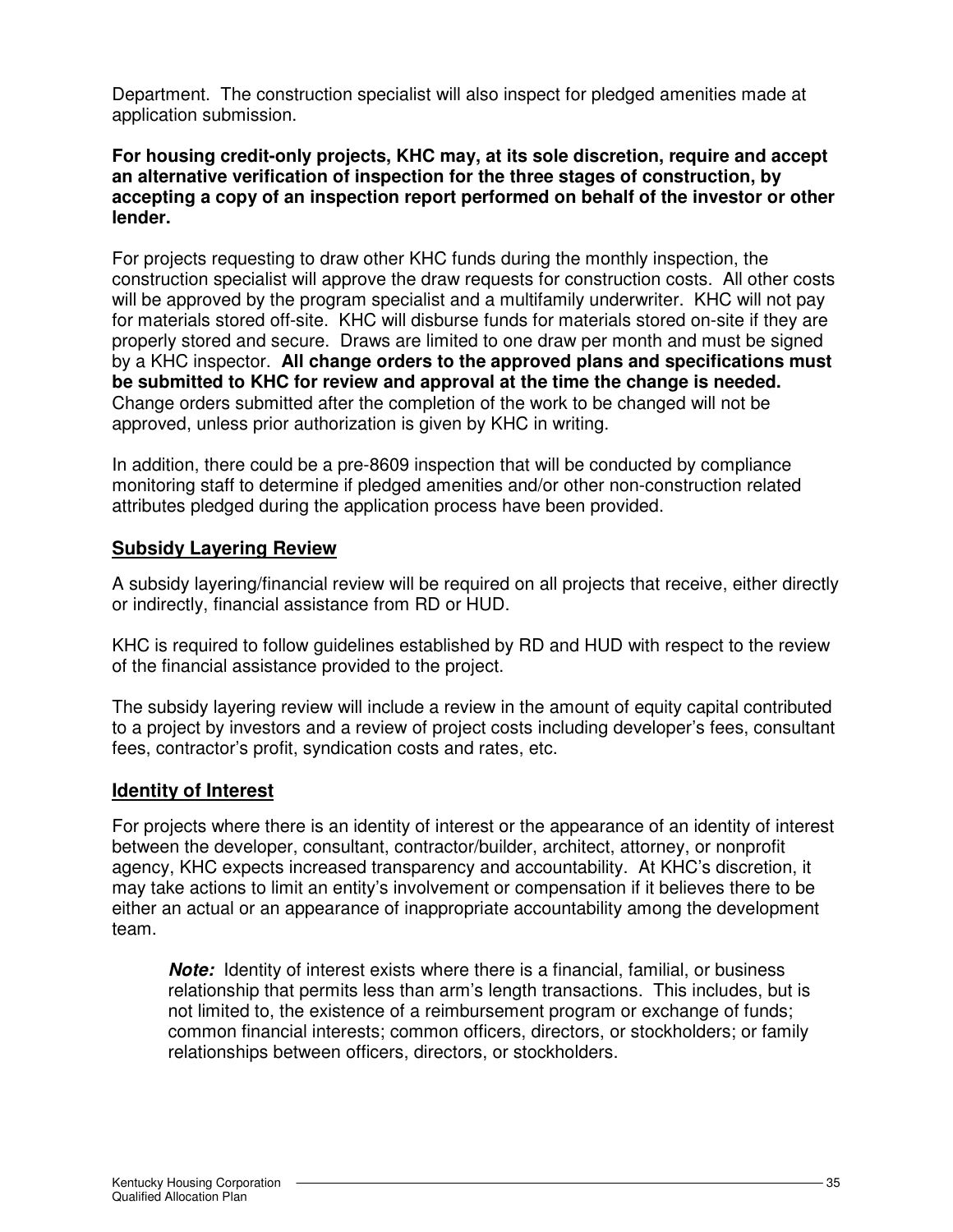Department. The construction specialist will also inspect for pledged amenities made at application submission.

**For housing credit-only projects, KHC may, at its sole discretion, require and accept an alternative verification of inspection for the three stages of construction, by accepting a copy of an inspection report performed on behalf of the investor or other lender.**

For projects requesting to draw other KHC funds during the monthly inspection, the construction specialist will approve the draw requests for construction costs. All other costs will be approved by the program specialist and a multifamily underwriter. KHC will not pay for materials stored off-site. KHC will disburse funds for materials stored on-site if they are properly stored and secure. Draws are limited to one draw per month and must be signed by a KHC inspector. **All change orders to the approved plans and specifications must be submitted to KHC for review and approval at the time the change is needed.** Change orders submitted after the completion of the work to be changed will not be approved, unless prior authorization is given by KHC in writing.

In addition, there could be a pre-8609 inspection that will be conducted by compliance monitoring staff to determine if pledged amenities and/or other non-construction related attributes pledged during the application process have been provided.

## Subsidy Layering Review

A subsidy layering/financial review will be required on all projects that receive, either directly or indirectly, financial assistance from RD or HUD.

KHC is required to follow guidelines established by RD and HUD with respect to the review of the financial assistance provided to the project.

The subsidy layering review will include a review in the amount of equity capital contributed to a project by investors and a review of project costs including developer's fees, consultant fees, contractor's profit, syndication costs and rates, etc.

## Identity of Interest

For projects where there is an identity of interest or the appearance of an identity of interest between the developer, consultant, contractor/builder, architect, attorney, or nonprofit agency, KHC expects increased transparency and accountability. At KHC's discretion, it may take actions to limit an entity's involvement or compensation if it believes there to be either an actual or an appearance of inappropriate accountability among the development team.

> ***Note:*** Identity of interest exists where there is a financial, familial, or business relationship that permits less than arm's length transactions. This includes, but is not limited to, the existence of a reimbursement program or exchange of funds; common financial interests; common officers, directors, or stockholders; or family relationships between officers, directors, or stockholders.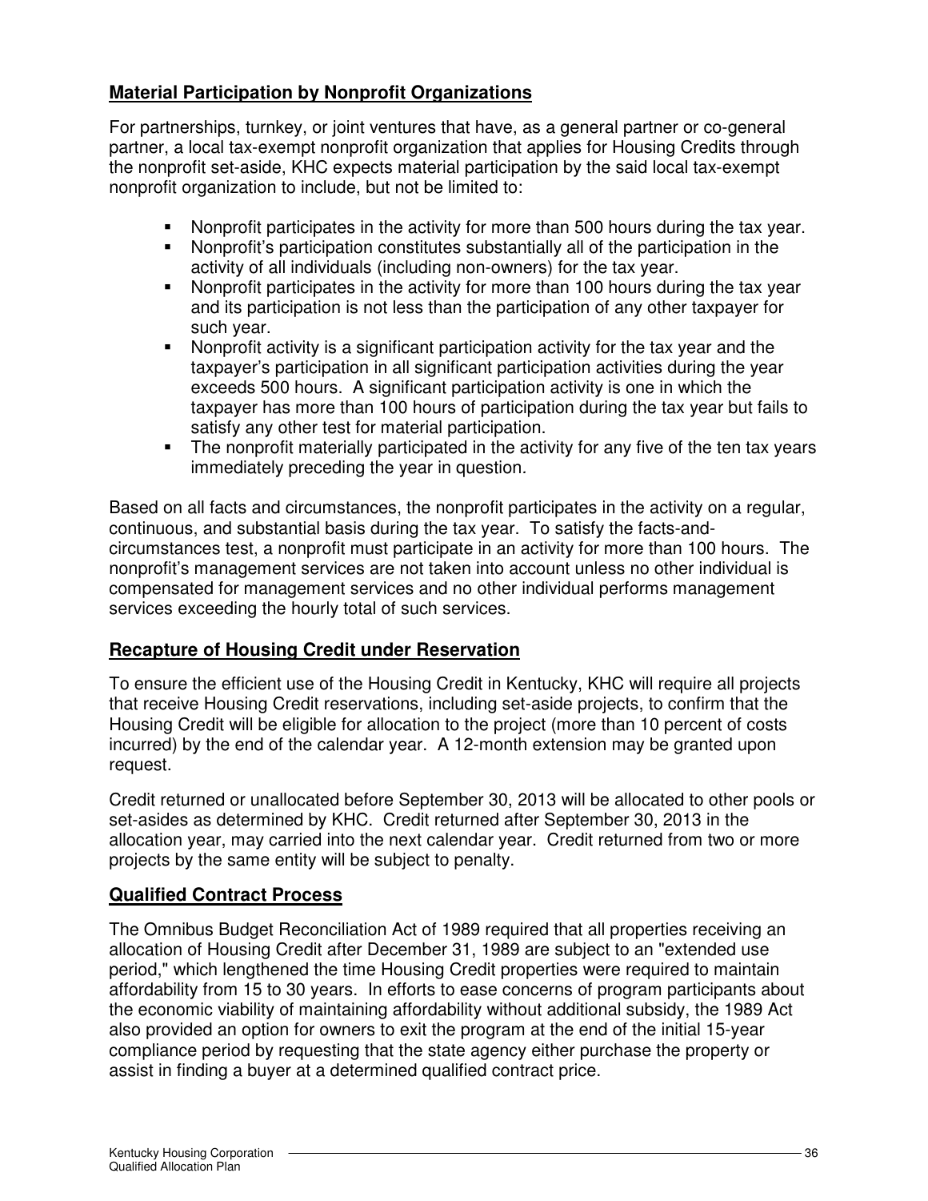## Material Participation by Nonprofit Organizations

For partnerships, turnkey, or joint ventures that have, as a general partner or co-general partner, a local tax-exempt nonprofit organization that applies for Housing Credits through the nonprofit set-aside, KHC expects material participation by the said local tax-exempt nonprofit organization to include, but not be limited to:

- Nonprofit participates in the activity for more than 500 hours during the tax year.
- Nonprofit's participation constitutes substantially all of the participation in the activity of all individuals (including non-owners) for the tax year.
- Nonprofit participates in the activity for more than 100 hours during the tax year and its participation is not less than the participation of any other taxpayer for such year.
- Nonprofit activity is a significant participation activity for the tax year and the taxpayer's participation in all significant participation activities during the year exceeds 500 hours. A significant participation activity is one in which the taxpayer has more than 100 hours of participation during the tax year but fails to satisfy any other test for material participation.
- The nonprofit materially participated in the activity for any five of the ten tax years immediately preceding the year in question.

Based on all facts and circumstances, the nonprofit participates in the activity on a regular, continuous, and substantial basis during the tax year. To satisfy the facts-and-circumstances test, a nonprofit must participate in an activity for more than 100 hours. The nonprofit's management services are not taken into account unless no other individual is compensated for management services and no other individual performs management services exceeding the hourly total of such services.

## Recapture of Housing Credit under Reservation

To ensure the efficient use of the Housing Credit in Kentucky, KHC will require all projects that receive Housing Credit reservations, including set-aside projects, to confirm that the Housing Credit will be eligible for allocation to the project (more than 10 percent of costs incurred) by the end of the calendar year. A 12-month extension may be granted upon request.

Credit returned or unallocated before September 30, 2013 will be allocated to other pools or set-asides as determined by KHC. Credit returned after September 30, 2013 in the allocation year, may carried into the next calendar year. Credit returned from two or more projects by the same entity will be subject to penalty.

## Qualified Contract Process

The Omnibus Budget Reconciliation Act of 1989 required that all properties receiving an allocation of Housing Credit after December 31, 1989 are subject to an "extended use period," which lengthened the time Housing Credit properties were required to maintain affordability from 15 to 30 years. In efforts to ease concerns of program participants about the economic viability of maintaining affordability without additional subsidy, the 1989 Act also provided an option for owners to exit the program at the end of the initial 15-year compliance period by requesting that the state agency either purchase the property or assist in finding a buyer at a determined qualified contract price.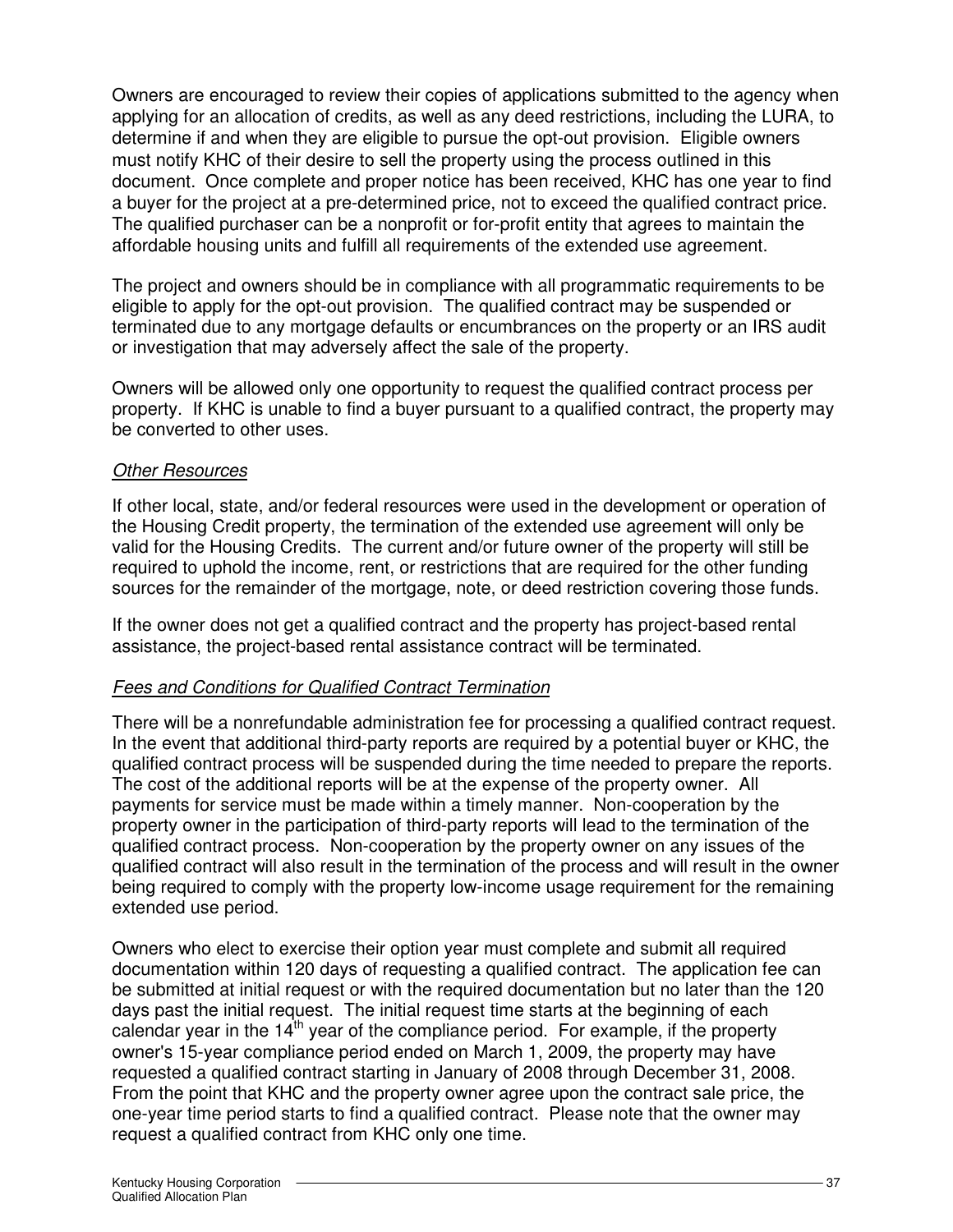Owners are encouraged to review their copies of applications submitted to the agency when applying for an allocation of credits, as well as any deed restrictions, including the LURA, to determine if and when they are eligible to pursue the opt-out provision. Eligible owners must notify KHC of their desire to sell the property using the process outlined in this document. Once complete and proper notice has been received, KHC has one year to find a buyer for the project at a pre-determined price, not to exceed the qualified contract price. The qualified purchaser can be a nonprofit or for-profit entity that agrees to maintain the affordable housing units and fulfill all requirements of the extended use agreement.

The project and owners should be in compliance with all programmatic requirements to be eligible to apply for the opt-out provision. The qualified contract may be suspended or terminated due to any mortgage defaults or encumbrances on the property or an IRS audit or investigation that may adversely affect the sale of the property.

Owners will be allowed only one opportunity to request the qualified contract process per property. If KHC is unable to find a buyer pursuant to a qualified contract, the property may be converted to other uses.

*Other Resources*

If other local, state, and/or federal resources were used in the development or operation of the Housing Credit property, the termination of the extended use agreement will only be valid for the Housing Credits. The current and/or future owner of the property will still be required to uphold the income, rent, or restrictions that are required for the other funding sources for the remainder of the mortgage, note, or deed restriction covering those funds.

If the owner does not get a qualified contract and the property has project-based rental assistance, the project-based rental assistance contract will be terminated.

*Fees and Conditions for Qualified Contract Termination*

There will be a nonrefundable administration fee for processing a qualified contract request. In the event that additional third-party reports are required by a potential buyer or KHC, the qualified contract process will be suspended during the time needed to prepare the reports. The cost of the additional reports will be at the expense of the property owner. All payments for service must be made within a timely manner. Non-cooperation by the property owner in the participation of third-party reports will lead to the termination of the qualified contract process. Non-cooperation by the property owner on any issues of the qualified contract will also result in the termination of the process and will result in the owner being required to comply with the property low-income usage requirement for the remaining extended use period.

Owners who elect to exercise their option year must complete and submit all required documentation within 120 days of requesting a qualified contract. The application fee can be submitted at initial request or with the required documentation but no later than the 120 days past the initial request. The initial request time starts at the beginning of each calendar year in the 14th year of the compliance period. For example, if the property owner's 15-year compliance period ended on March 1, 2009, the property may have requested a qualified contract starting in January of 2008 through December 31, 2008. From the point that KHC and the property owner agree upon the contract sale price, the one-year time period starts to find a qualified contract. Please note that the owner may request a qualified contract from KHC only one time.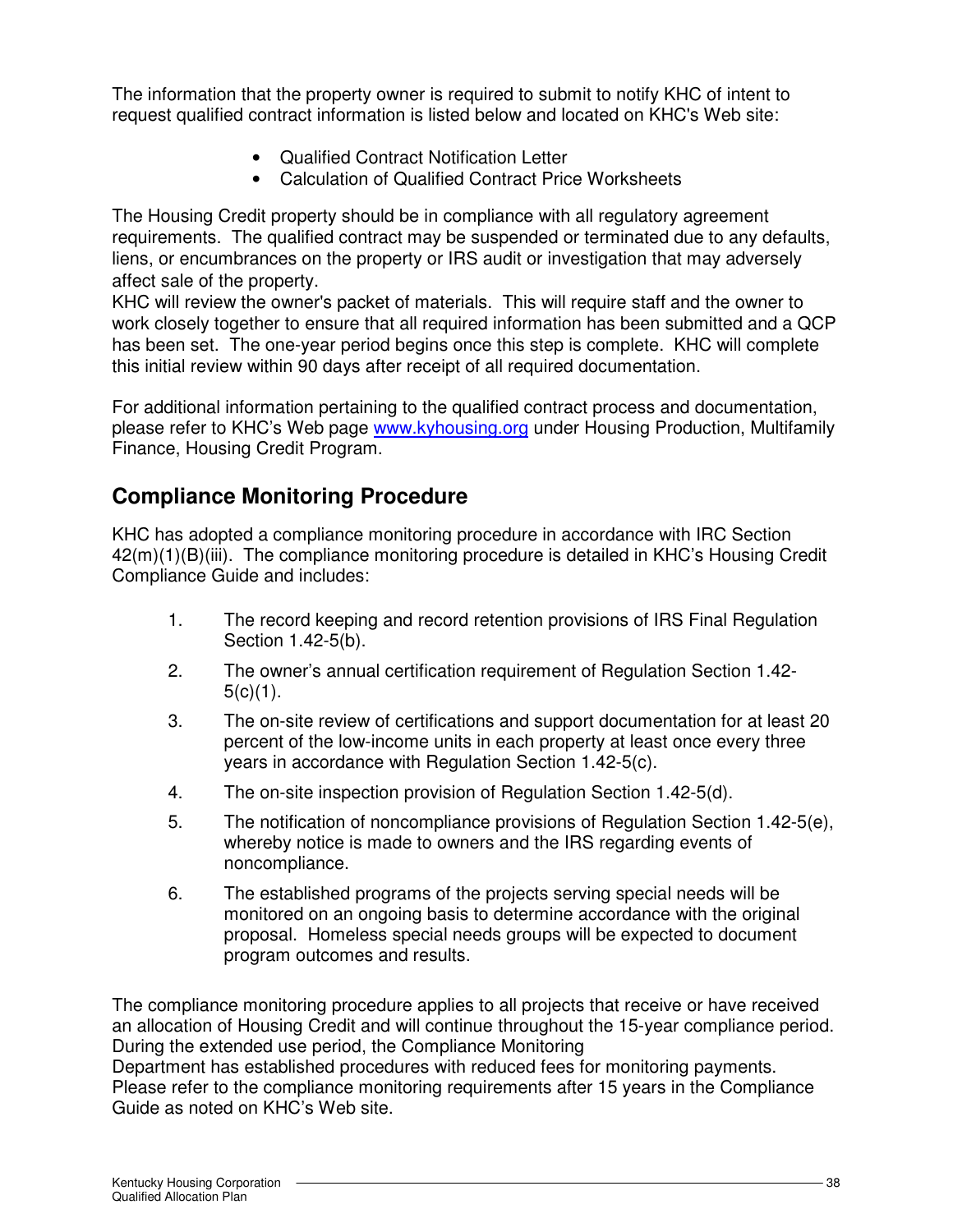The information that the property owner is required to submit to notify KHC of intent to request qualified contract information is listed below and located on KHC's Web site:

- Qualified Contract Notification Letter
- Calculation of Qualified Contract Price Worksheets

The Housing Credit property should be in compliance with all regulatory agreement requirements. The qualified contract may be suspended or terminated due to any defaults, liens, or encumbrances on the property or IRS audit or investigation that may adversely affect sale of the property.
KHC will review the owner's packet of materials. This will require staff and the owner to work closely together to ensure that all required information has been submitted and a QCP has been set. The one-year period begins once this step is complete. KHC will complete this initial review within 90 days after receipt of all required documentation.

For additional information pertaining to the qualified contract process and documentation, please refer to KHC's Web page [www.kyhousing.org](http://www.kyhousing.org) under Housing Production, Multifamily Finance, Housing Credit Program.

## Compliance Monitoring Procedure

KHC has adopted a compliance monitoring procedure in accordance with IRC Section 42(m)(1)(B)(iii). The compliance monitoring procedure is detailed in KHC's Housing Credit Compliance Guide and includes:

1. The record keeping and record retention provisions of IRS Final Regulation Section 1.42-5(b).
2. The owner's annual certification requirement of Regulation Section 1.42-5(c)(1).
3. The on-site review of certifications and support documentation for at least 20 percent of the low-income units in each property at least once every three years in accordance with Regulation Section 1.42-5(c).
4. The on-site inspection provision of Regulation Section 1.42-5(d).
5. The notification of noncompliance provisions of Regulation Section 1.42-5(e), whereby notice is made to owners and the IRS regarding events of noncompliance.
6. The established programs of the projects serving special needs will be monitored on an ongoing basis to determine accordance with the original proposal. Homeless special needs groups will be expected to document program outcomes and results.

The compliance monitoring procedure applies to all projects that receive or have received an allocation of Housing Credit and will continue throughout the 15-year compliance period. During the extended use period, the Compliance Monitoring Department has established procedures with reduced fees for monitoring payments. Please refer to the compliance monitoring requirements after 15 years in the Compliance Guide as noted on KHC's Web site.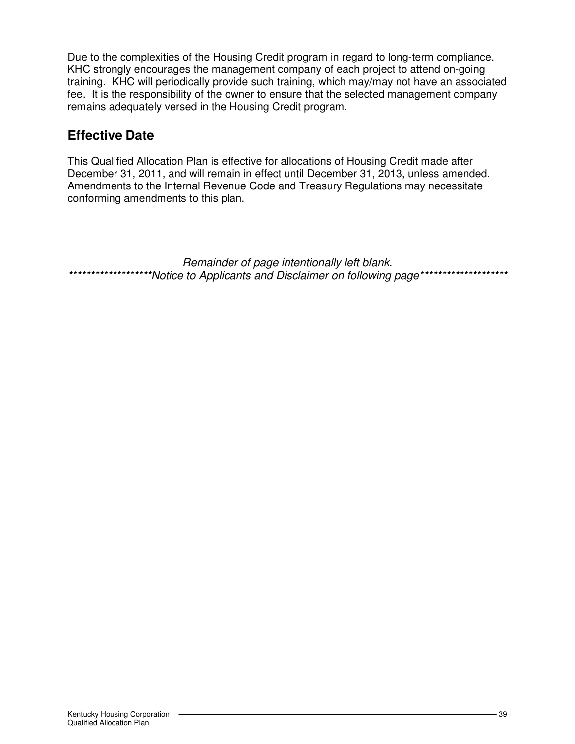Due to the complexities of the Housing Credit program in regard to long-term compliance, KHC strongly encourages the management company of each project to attend on-going training. KHC will periodically provide such training, which may/may not have an associated fee. It is the responsibility of the owner to ensure that the selected management company remains adequately versed in the Housing Credit program.

## Effective Date

This Qualified Allocation Plan is effective for allocations of Housing Credit made after December 31, 2011, and will remain in effect until December 31, 2013, unless amended. Amendments to the Internal Revenue Code and Treasury Regulations may necessitate conforming amendments to this plan.

*Remainder of page intentionally left blank.*

*********************Notice to Applicants and Disclaimer on following page*********************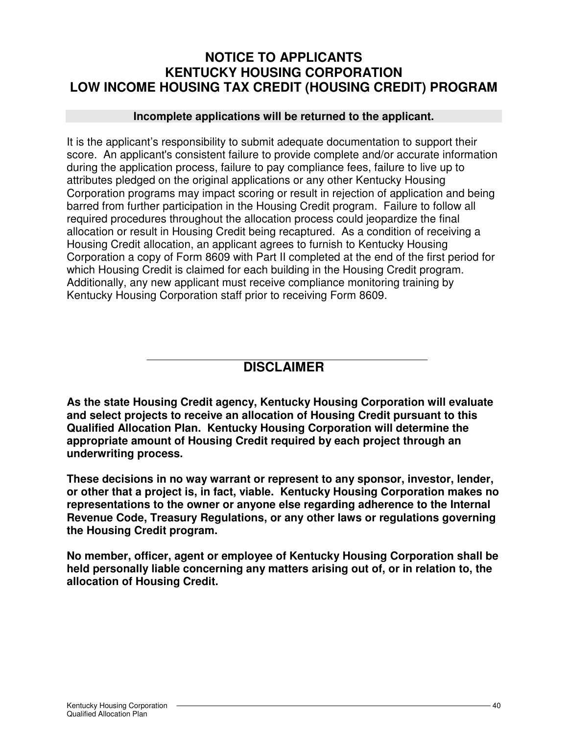# NOTICE TO APPLICANTS
# KENTUCKY HOUSING CORPORATION
# LOW INCOME HOUSING TAX CREDIT (HOUSING CREDIT) PROGRAM

**Incomplete applications will be returned to the applicant.**

It is the applicant's responsibility to submit adequate documentation to support their score. An applicant's consistent failure to provide complete and/or accurate information during the application process, failure to pay compliance fees, failure to live up to attributes pledged on the original applications or any other Kentucky Housing Corporation programs may impact scoring or result in rejection of application and being barred from further participation in the Housing Credit program. Failure to follow all required procedures throughout the allocation process could jeopardize the final allocation or result in Housing Credit being recaptured. As a condition of receiving a Housing Credit allocation, an applicant agrees to furnish to Kentucky Housing Corporation a copy of Form 8609 with Part II completed at the end of the first period for which Housing Credit is claimed for each building in the Housing Credit program. Additionally, any new applicant must receive compliance monitoring training by Kentucky Housing Corporation staff prior to receiving Form 8609.

## DISCLAIMER

**As the state Housing Credit agency, Kentucky Housing Corporation will evaluate and select projects to receive an allocation of Housing Credit pursuant to this Qualified Allocation Plan. Kentucky Housing Corporation will determine the appropriate amount of Housing Credit required by each project through an underwriting process.**

**These decisions in no way warrant or represent to any sponsor, investor, lender, or other that a project is, in fact, viable. Kentucky Housing Corporation makes no representations to the owner or anyone else regarding adherence to the Internal Revenue Code, Treasury Regulations, or any other laws or regulations governing the Housing Credit program.**

**No member, officer, agent or employee of Kentucky Housing Corporation shall be held personally liable concerning any matters arising out of, or in relation to, the allocation of Housing Credit.**